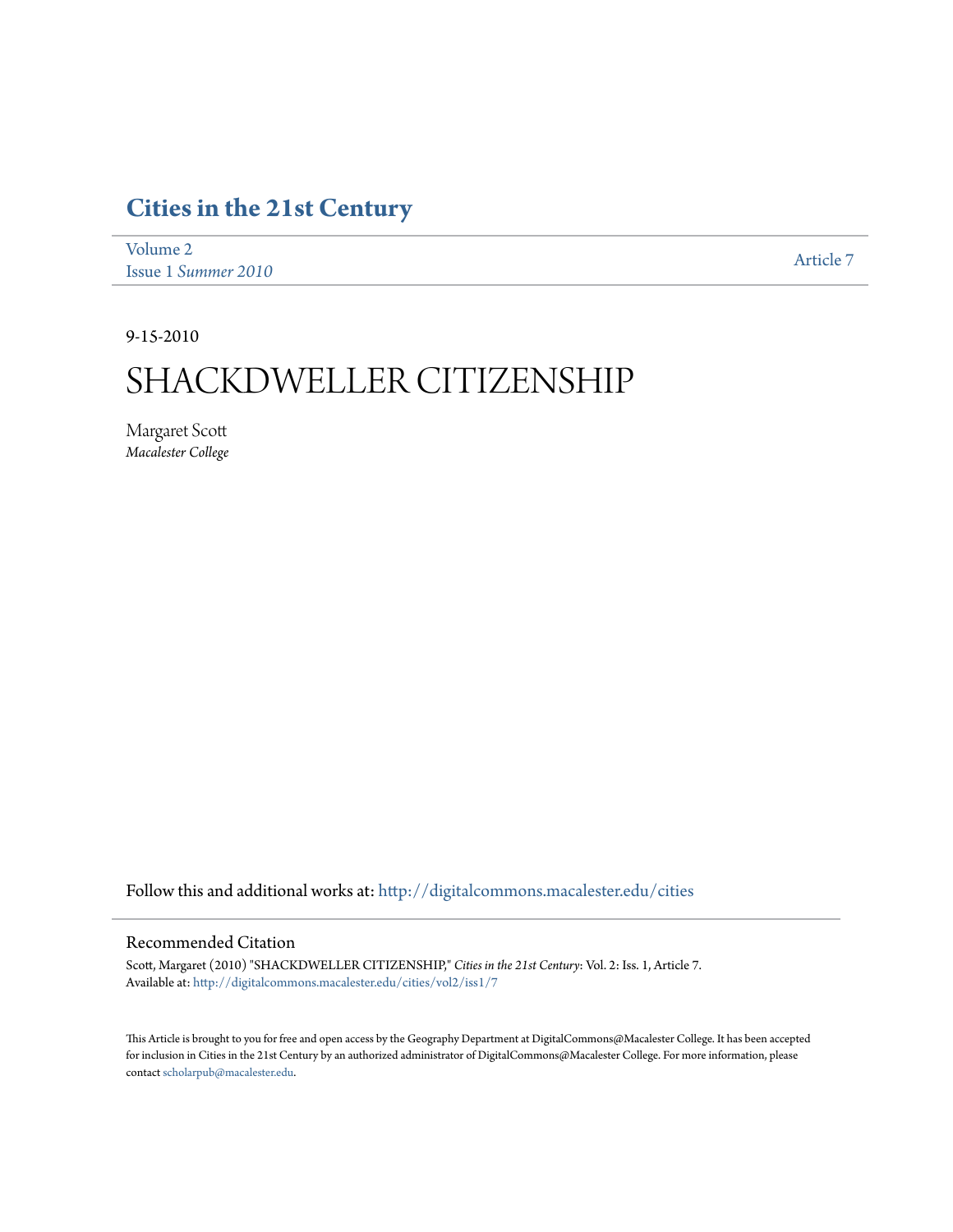# Cities in the 21st Century

Volume 2
Issue 1 *Summer 2010*

Article 7

9-15-2010

# SHACKDWELLER CITIZENSHIP

Margaret Scott
*Macalester College*

Follow this and additional works at: http://digitalcommons.macalester.edu/cities

## Recommended Citation

Scott, Margaret (2010) "SHACKDWELLER CITIZENSHIP," *Cities in the 21st Century*: Vol. 2: Iss. 1, Article 7.
Available at: http://digitalcommons.macalester.edu/cities/vol2/iss1/7

This Article is brought to you for free and open access by the Geography Department at DigitalCommons@Macalester College. It has been accepted for inclusion in Cities in the 21st Century by an authorized administrator of DigitalCommons@Macalester College. For more information, please contact scholarpub@macalester.edu.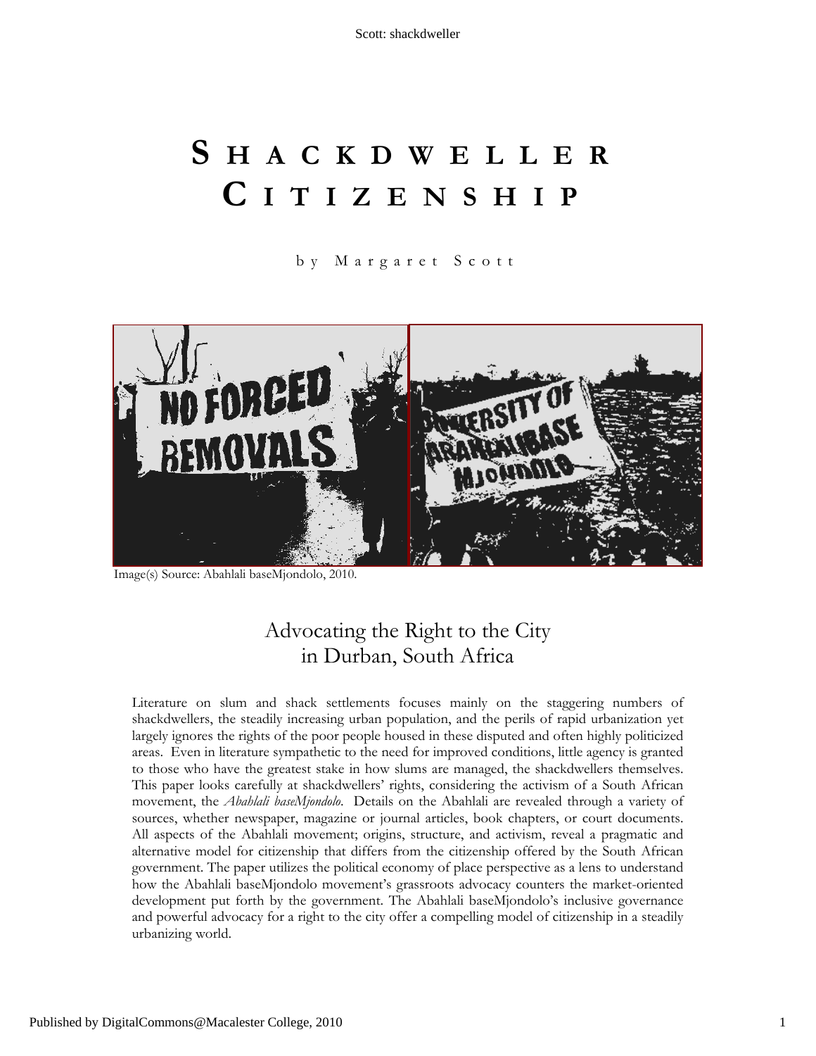# SHACKDWELLER CITIZENSHIP

by Margaret Scott

Image(s) Source: Abahlali baseMjondolo, 2010.

## Advocating the Right to the City in Durban, South Africa

Literature on slum and shack settlements focuses mainly on the staggering numbers of shackdwellers, the steadily increasing urban population, and the perils of rapid urbanization yet largely ignores the rights of the poor people housed in these disputed and often highly politicized areas. Even in literature sympathetic to the need for improved conditions, little agency is granted to those who have the greatest stake in how slums are managed, the shackdwellers themselves. This paper looks carefully at shackdwellers' rights, considering the activism of a South African movement, the *Abahlali baseMjondolo*. Details on the Abahlali are revealed through a variety of sources, whether newspaper, magazine or journal articles, book chapters, or court documents. All aspects of the Abahlali movement; origins, structure, and activism, reveal a pragmatic and alternative model for citizenship that differs from the citizenship offered by the South African government. The paper utilizes the political economy of place perspective as a lens to understand how the Abahlali baseMjondolo movement's grassroots advocacy counters the market-oriented development put forth by the government. The Abahlali baseMjondolo's inclusive governance and powerful advocacy for a right to the city offer a compelling model of citizenship in a steadily urbanizing world.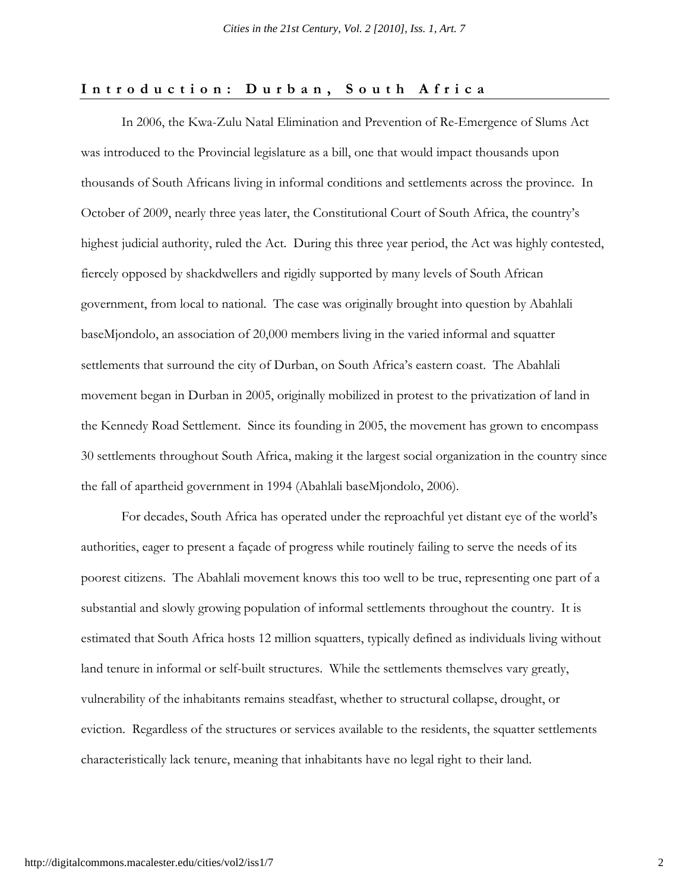## Introduction: Durban, South Africa

In 2006, the Kwa-Zulu Natal Elimination and Prevention of Re-Emergence of Slums Act was introduced to the Provincial legislature as a bill, one that would impact thousands upon thousands of South Africans living in informal conditions and settlements across the province. In October of 2009, nearly three yeas later, the Constitutional Court of South Africa, the country's highest judicial authority, ruled the Act. During this three year period, the Act was highly contested, fiercely opposed by shackdwellers and rigidly supported by many levels of South African government, from local to national. The case was originally brought into question by Abahlali baseMjondolo, an association of 20,000 members living in the varied informal and squatter settlements that surround the city of Durban, on South Africa's eastern coast. The Abahlali movement began in Durban in 2005, originally mobilized in protest to the privatization of land in the Kennedy Road Settlement. Since its founding in 2005, the movement has grown to encompass 30 settlements throughout South Africa, making it the largest social organization in the country since the fall of apartheid government in 1994 (Abahlali baseMjondolo, 2006).

For decades, South Africa has operated under the reproachful yet distant eye of the world's authorities, eager to present a façade of progress while routinely failing to serve the needs of its poorest citizens. The Abahlali movement knows this too well to be true, representing one part of a substantial and slowly growing population of informal settlements throughout the country. It is estimated that South Africa hosts 12 million squatters, typically defined as individuals living without land tenure in informal or self-built structures. While the settlements themselves vary greatly, vulnerability of the inhabitants remains steadfast, whether to structural collapse, drought, or eviction. Regardless of the structures or services available to the residents, the squatter settlements characteristically lack tenure, meaning that inhabitants have no legal right to their land.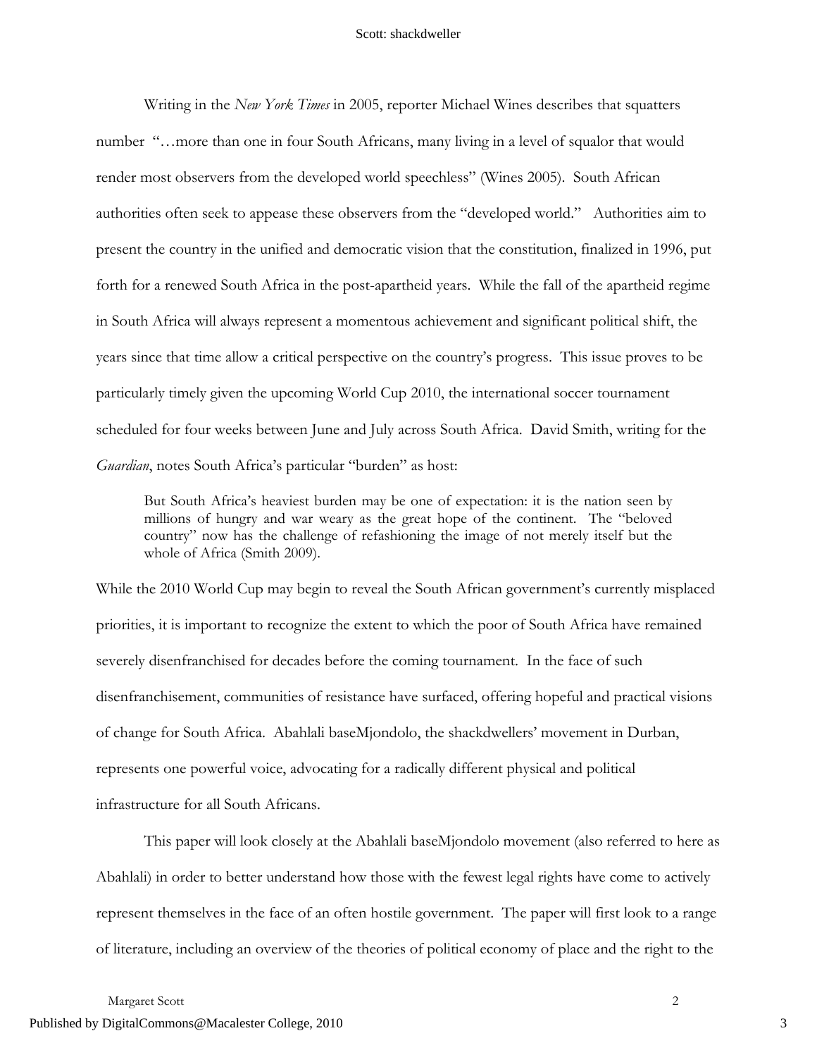Writing in the *New York Times* in 2005, reporter Michael Wines describes that squatters number "…more than one in four South Africans, many living in a level of squalor that would render most observers from the developed world speechless" (Wines 2005). South African authorities often seek to appease these observers from the "developed world." Authorities aim to present the country in the unified and democratic vision that the constitution, finalized in 1996, put forth for a renewed South Africa in the post-apartheid years. While the fall of the apartheid regime in South Africa will always represent a momentous achievement and significant political shift, the years since that time allow a critical perspective on the country's progress. This issue proves to be particularly timely given the upcoming World Cup 2010, the international soccer tournament scheduled for four weeks between June and July across South Africa. David Smith, writing for the *Guardian*, notes South Africa's particular "burden" as host:

> But South Africa's heaviest burden may be one of expectation: it is the nation seen by millions of hungry and war weary as the great hope of the continent. The "beloved country" now has the challenge of refashioning the image of not merely itself but the whole of Africa (Smith 2009).

While the 2010 World Cup may begin to reveal the South African government's currently misplaced priorities, it is important to recognize the extent to which the poor of South Africa have remained severely disenfranchised for decades before the coming tournament. In the face of such disenfranchisement, communities of resistance have surfaced, offering hopeful and practical visions of change for South Africa. Abahlali baseMjondolo, the shackdwellers' movement in Durban, represents one powerful voice, advocating for a radically different physical and political infrastructure for all South Africans.

This paper will look closely at the Abahlali baseMjondolo movement (also referred to here as Abahlali) in order to better understand how those with the fewest legal rights have come to actively represent themselves in the face of an often hostile government. The paper will first look to a range of literature, including an overview of the theories of political economy of place and the right to the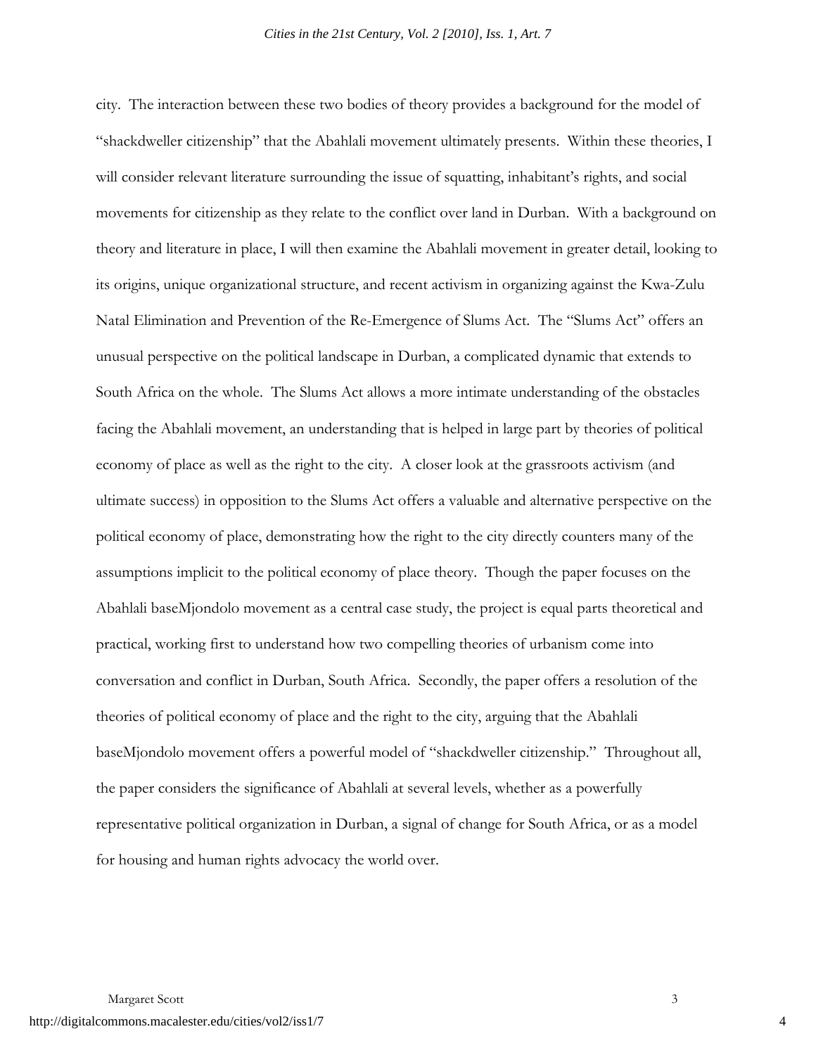city. The interaction between these two bodies of theory provides a background for the model of "shackdweller citizenship" that the Abahlali movement ultimately presents. Within these theories, I will consider relevant literature surrounding the issue of squatting, inhabitant's rights, and social movements for citizenship as they relate to the conflict over land in Durban. With a background on theory and literature in place, I will then examine the Abahlali movement in greater detail, looking to its origins, unique organizational structure, and recent activism in organizing against the Kwa-Zulu Natal Elimination and Prevention of the Re-Emergence of Slums Act. The "Slums Act" offers an unusual perspective on the political landscape in Durban, a complicated dynamic that extends to South Africa on the whole. The Slums Act allows a more intimate understanding of the obstacles facing the Abahlali movement, an understanding that is helped in large part by theories of political economy of place as well as the right to the city. A closer look at the grassroots activism (and ultimate success) in opposition to the Slums Act offers a valuable and alternative perspective on the political economy of place, demonstrating how the right to the city directly counters many of the assumptions implicit to the political economy of place theory. Though the paper focuses on the Abahlali baseMjondolo movement as a central case study, the project is equal parts theoretical and practical, working first to understand how two compelling theories of urbanism come into conversation and conflict in Durban, South Africa. Secondly, the paper offers a resolution of the theories of political economy of place and the right to the city, arguing that the Abahlali baseMjondolo movement offers a powerful model of "shackdweller citizenship." Throughout all, the paper considers the significance of Abahlali at several levels, whether as a powerfully representative political organization in Durban, a signal of change for South Africa, or as a model for housing and human rights advocacy the world over.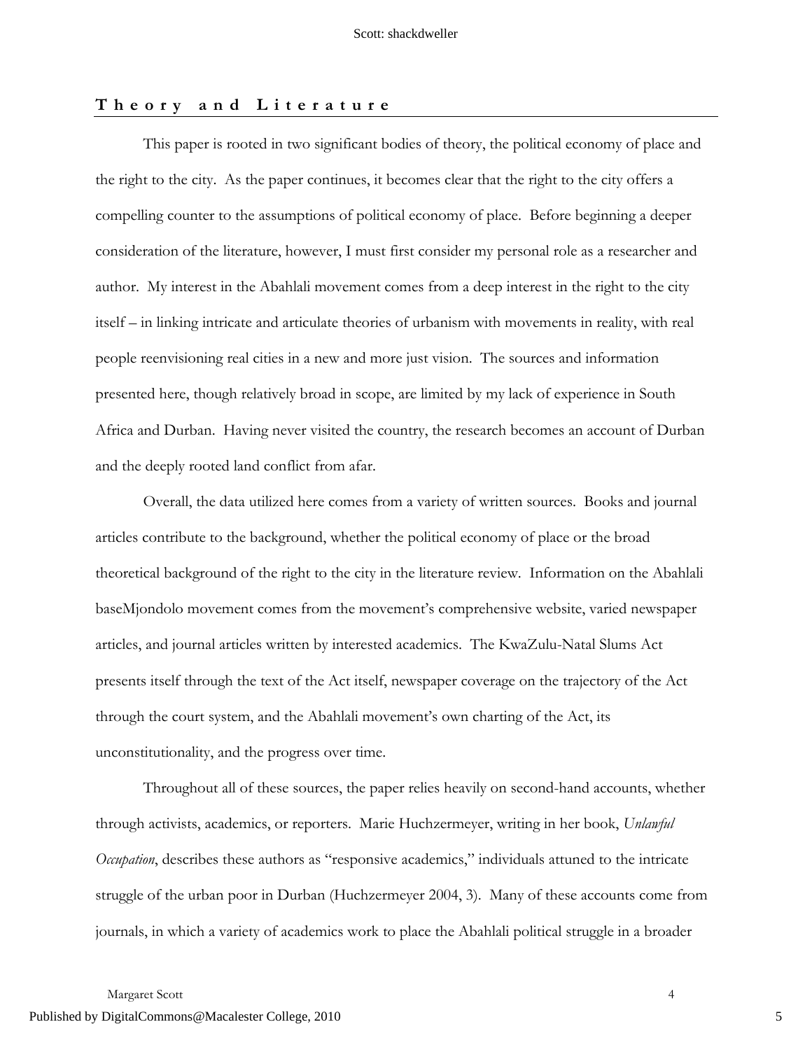## Theory and Literature

This paper is rooted in two significant bodies of theory, the political economy of place and the right to the city. As the paper continues, it becomes clear that the right to the city offers a compelling counter to the assumptions of political economy of place. Before beginning a deeper consideration of the literature, however, I must first consider my personal role as a researcher and author. My interest in the Abahlali movement comes from a deep interest in the right to the city itself – in linking intricate and articulate theories of urbanism with movements in reality, with real people reenvisioning real cities in a new and more just vision. The sources and information presented here, though relatively broad in scope, are limited by my lack of experience in South Africa and Durban. Having never visited the country, the research becomes an account of Durban and the deeply rooted land conflict from afar.

Overall, the data utilized here comes from a variety of written sources. Books and journal articles contribute to the background, whether the political economy of place or the broad theoretical background of the right to the city in the literature review. Information on the Abahlali baseMjondolo movement comes from the movement's comprehensive website, varied newspaper articles, and journal articles written by interested academics. The KwaZulu-Natal Slums Act presents itself through the text of the Act itself, newspaper coverage on the trajectory of the Act through the court system, and the Abahlali movement's own charting of the Act, its unconstitutionality, and the progress over time.

Throughout all of these sources, the paper relies heavily on second-hand accounts, whether through activists, academics, or reporters. Marie Huchzermeyer, writing in her book, *Unlawful Occupation*, describes these authors as "responsive academics," individuals attuned to the intricate struggle of the urban poor in Durban (Huchzermeyer 2004, 3). Many of these accounts come from journals, in which a variety of academics work to place the Abahlali political struggle in a broader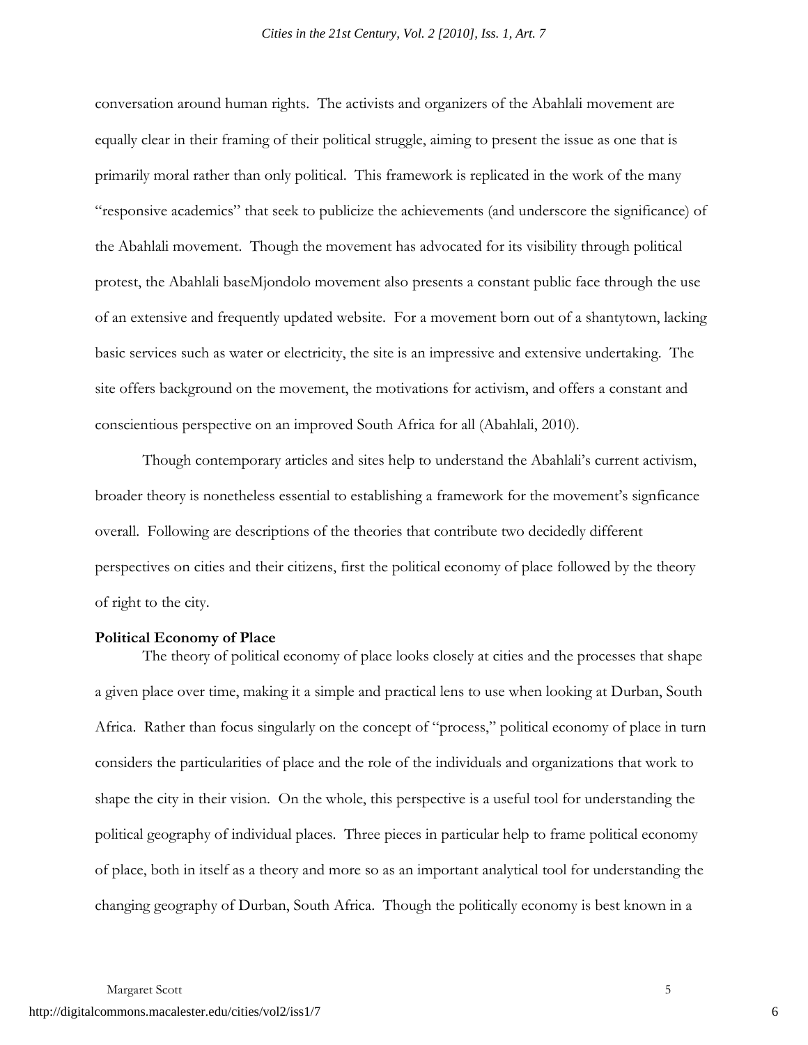conversation around human rights. The activists and organizers of the Abahlali movement are equally clear in their framing of their political struggle, aiming to present the issue as one that is primarily moral rather than only political. This framework is replicated in the work of the many "responsive academics" that seek to publicize the achievements (and underscore the significance) of the Abahlali movement. Though the movement has advocated for its visibility through political protest, the Abahlali baseMjondolo movement also presents a constant public face through the use of an extensive and frequently updated website. For a movement born out of a shantytown, lacking basic services such as water or electricity, the site is an impressive and extensive undertaking. The site offers background on the movement, the motivations for activism, and offers a constant and conscientious perspective on an improved South Africa for all (Abahlali, 2010).

Though contemporary articles and sites help to understand the Abahlali's current activism, broader theory is nonetheless essential to establishing a framework for the movement's signficance overall. Following are descriptions of the theories that contribute two decidedly different perspectives on cities and their citizens, first the political economy of place followed by the theory of right to the city.

**Political Economy of Place**

The theory of political economy of place looks closely at cities and the processes that shape a given place over time, making it a simple and practical lens to use when looking at Durban, South Africa. Rather than focus singularly on the concept of "process," political economy of place in turn considers the particularities of place and the role of the individuals and organizations that work to shape the city in their vision. On the whole, this perspective is a useful tool for understanding the political geography of individual places. Three pieces in particular help to frame political economy of place, both in itself as a theory and more so as an important analytical tool for understanding the changing geography of Durban, South Africa. Though the politically economy is best known in a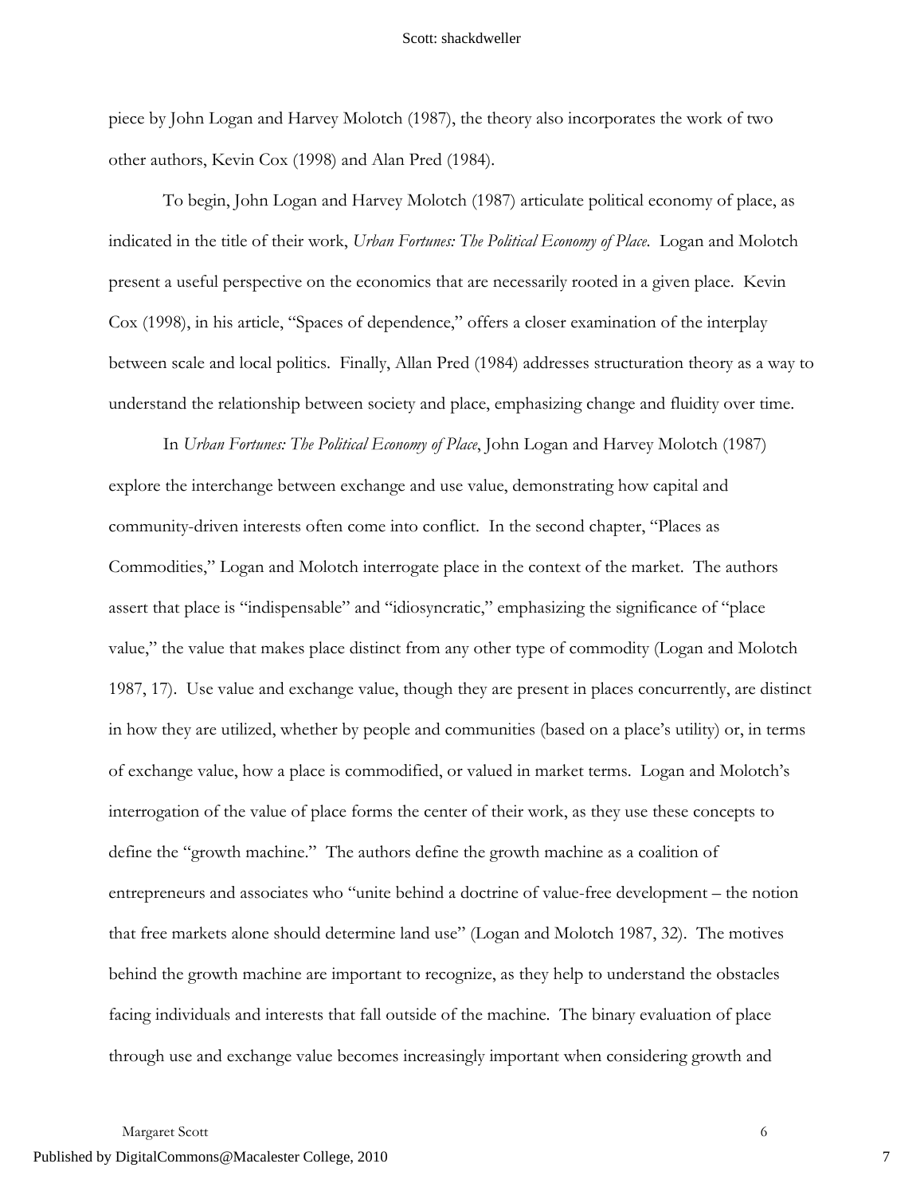piece by John Logan and Harvey Molotch (1987), the theory also incorporates the work of two other authors, Kevin Cox (1998) and Alan Pred (1984).

To begin, John Logan and Harvey Molotch (1987) articulate political economy of place, as indicated in the title of their work, *Urban Fortunes: The Political Economy of Place*. Logan and Molotch present a useful perspective on the economics that are necessarily rooted in a given place. Kevin Cox (1998), in his article, "Spaces of dependence," offers a closer examination of the interplay between scale and local politics. Finally, Allan Pred (1984) addresses structuration theory as a way to understand the relationship between society and place, emphasizing change and fluidity over time.

In *Urban Fortunes: The Political Economy of Place*, John Logan and Harvey Molotch (1987) explore the interchange between exchange and use value, demonstrating how capital and community-driven interests often come into conflict. In the second chapter, "Places as Commodities," Logan and Molotch interrogate place in the context of the market. The authors assert that place is "indispensable" and "idiosyncratic," emphasizing the significance of "place value," the value that makes place distinct from any other type of commodity (Logan and Molotch 1987, 17). Use value and exchange value, though they are present in places concurrently, are distinct in how they are utilized, whether by people and communities (based on a place's utility) or, in terms of exchange value, how a place is commodified, or valued in market terms. Logan and Molotch's interrogation of the value of place forms the center of their work, as they use these concepts to define the "growth machine." The authors define the growth machine as a coalition of entrepreneurs and associates who "unite behind a doctrine of value-free development – the notion that free markets alone should determine land use" (Logan and Molotch 1987, 32). The motives behind the growth machine are important to recognize, as they help to understand the obstacles facing individuals and interests that fall outside of the machine. The binary evaluation of place through use and exchange value becomes increasingly important when considering growth and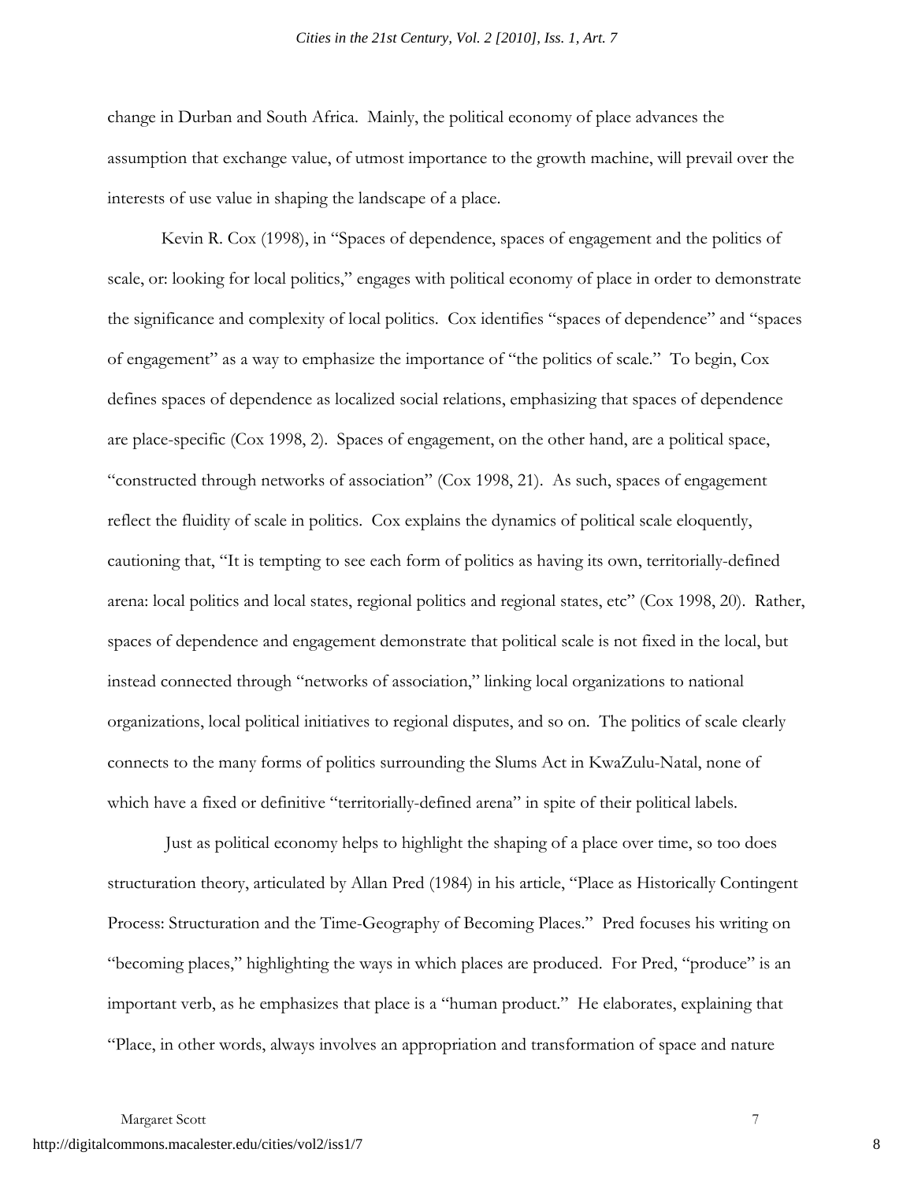change in Durban and South Africa. Mainly, the political economy of place advances the assumption that exchange value, of utmost importance to the growth machine, will prevail over the interests of use value in shaping the landscape of a place.

Kevin R. Cox (1998), in "Spaces of dependence, spaces of engagement and the politics of scale, or: looking for local politics," engages with political economy of place in order to demonstrate the significance and complexity of local politics. Cox identifies "spaces of dependence" and "spaces of engagement" as a way to emphasize the importance of "the politics of scale." To begin, Cox defines spaces of dependence as localized social relations, emphasizing that spaces of dependence are place-specific (Cox 1998, 2). Spaces of engagement, on the other hand, are a political space, "constructed through networks of association" (Cox 1998, 21). As such, spaces of engagement reflect the fluidity of scale in politics. Cox explains the dynamics of political scale eloquently, cautioning that, "It is tempting to see each form of politics as having its own, territorially-defined arena: local politics and local states, regional politics and regional states, etc" (Cox 1998, 20). Rather, spaces of dependence and engagement demonstrate that political scale is not fixed in the local, but instead connected through "networks of association," linking local organizations to national organizations, local political initiatives to regional disputes, and so on. The politics of scale clearly connects to the many forms of politics surrounding the Slums Act in KwaZulu-Natal, none of which have a fixed or definitive "territorially-defined arena" in spite of their political labels.

Just as political economy helps to highlight the shaping of a place over time, so too does structuration theory, articulated by Allan Pred (1984) in his article, "Place as Historically Contingent Process: Structuration and the Time-Geography of Becoming Places." Pred focuses his writing on "becoming places," highlighting the ways in which places are produced. For Pred, "produce" is an important verb, as he emphasizes that place is a "human product." He elaborates, explaining that "Place, in other words, always involves an appropriation and transformation of space and nature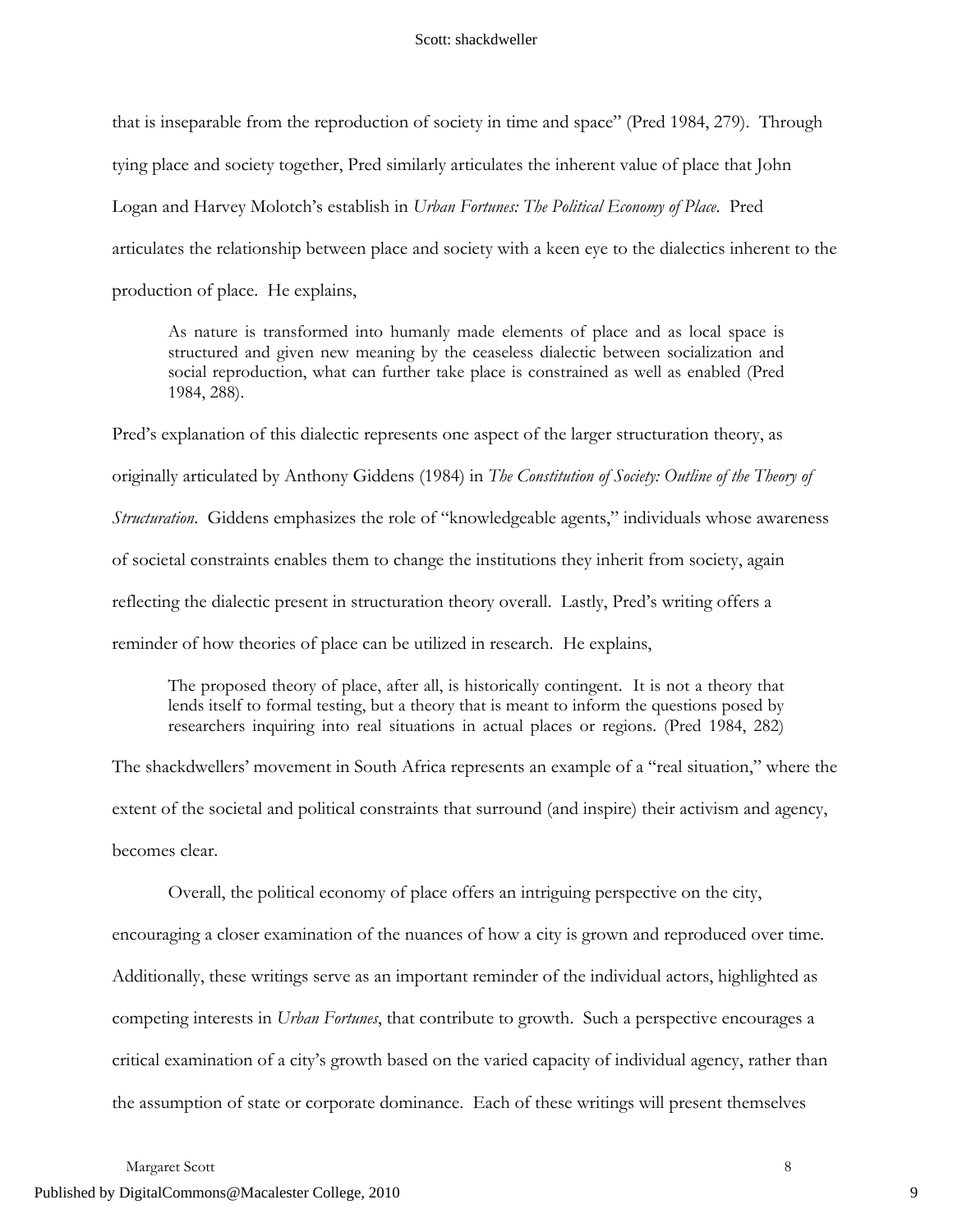that is inseparable from the reproduction of society in time and space" (Pred 1984, 279). Through tying place and society together, Pred similarly articulates the inherent value of place that John Logan and Harvey Molotch's establish in *Urban Fortunes: The Political Economy of Place*. Pred articulates the relationship between place and society with a keen eye to the dialectics inherent to the production of place. He explains,

> As nature is transformed into humanly made elements of place and as local space is structured and given new meaning by the ceaseless dialectic between socialization and social reproduction, what can further take place is constrained as well as enabled (Pred 1984, 288).

Pred's explanation of this dialectic represents one aspect of the larger structuration theory, as originally articulated by Anthony Giddens (1984) in *The Constitution of Society: Outline of the Theory of Structuration*. Giddens emphasizes the role of "knowledgeable agents," individuals whose awareness of societal constraints enables them to change the institutions they inherit from society, again reflecting the dialectic present in structuration theory overall. Lastly, Pred's writing offers a reminder of how theories of place can be utilized in research. He explains,

> The proposed theory of place, after all, is historically contingent. It is not a theory that lends itself to formal testing, but a theory that is meant to inform the questions posed by researchers inquiring into real situations in actual places or regions. (Pred 1984, 282)

The shackdwellers' movement in South Africa represents an example of a "real situation," where the extent of the societal and political constraints that surround (and inspire) their activism and agency, becomes clear.

Overall, the political economy of place offers an intriguing perspective on the city, encouraging a closer examination of the nuances of how a city is grown and reproduced over time. Additionally, these writings serve as an important reminder of the individual actors, highlighted as competing interests in *Urban Fortunes*, that contribute to growth. Such a perspective encourages a critical examination of a city's growth based on the varied capacity of individual agency, rather than the assumption of state or corporate dominance. Each of these writings will present themselves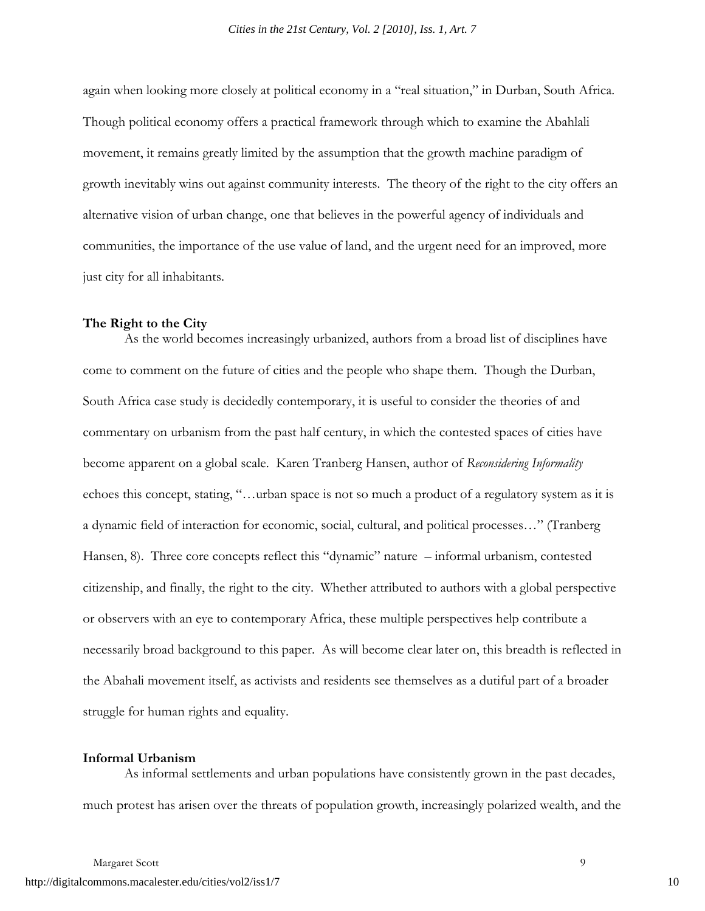again when looking more closely at political economy in a "real situation," in Durban, South Africa. Though political economy offers a practical framework through which to examine the Abahlali movement, it remains greatly limited by the assumption that the growth machine paradigm of growth inevitably wins out against community interests. The theory of the right to the city offers an alternative vision of urban change, one that believes in the powerful agency of individuals and communities, the importance of the use value of land, and the urgent need for an improved, more just city for all inhabitants.

**The Right to the City**

As the world becomes increasingly urbanized, authors from a broad list of disciplines have come to comment on the future of cities and the people who shape them. Though the Durban, South Africa case study is decidedly contemporary, it is useful to consider the theories of and commentary on urbanism from the past half century, in which the contested spaces of cities have become apparent on a global scale. Karen Tranberg Hansen, author of *Reconsidering Informality* echoes this concept, stating, "…urban space is not so much a product of a regulatory system as it is a dynamic field of interaction for economic, social, cultural, and political processes…" (Tranberg Hansen, 8). Three core concepts reflect this "dynamic" nature – informal urbanism, contested citizenship, and finally, the right to the city. Whether attributed to authors with a global perspective or observers with an eye to contemporary Africa, these multiple perspectives help contribute a necessarily broad background to this paper. As will become clear later on, this breadth is reflected in the Abahali movement itself, as activists and residents see themselves as a dutiful part of a broader struggle for human rights and equality.

**Informal Urbanism**

As informal settlements and urban populations have consistently grown in the past decades, much protest has arisen over the threats of population growth, increasingly polarized wealth, and the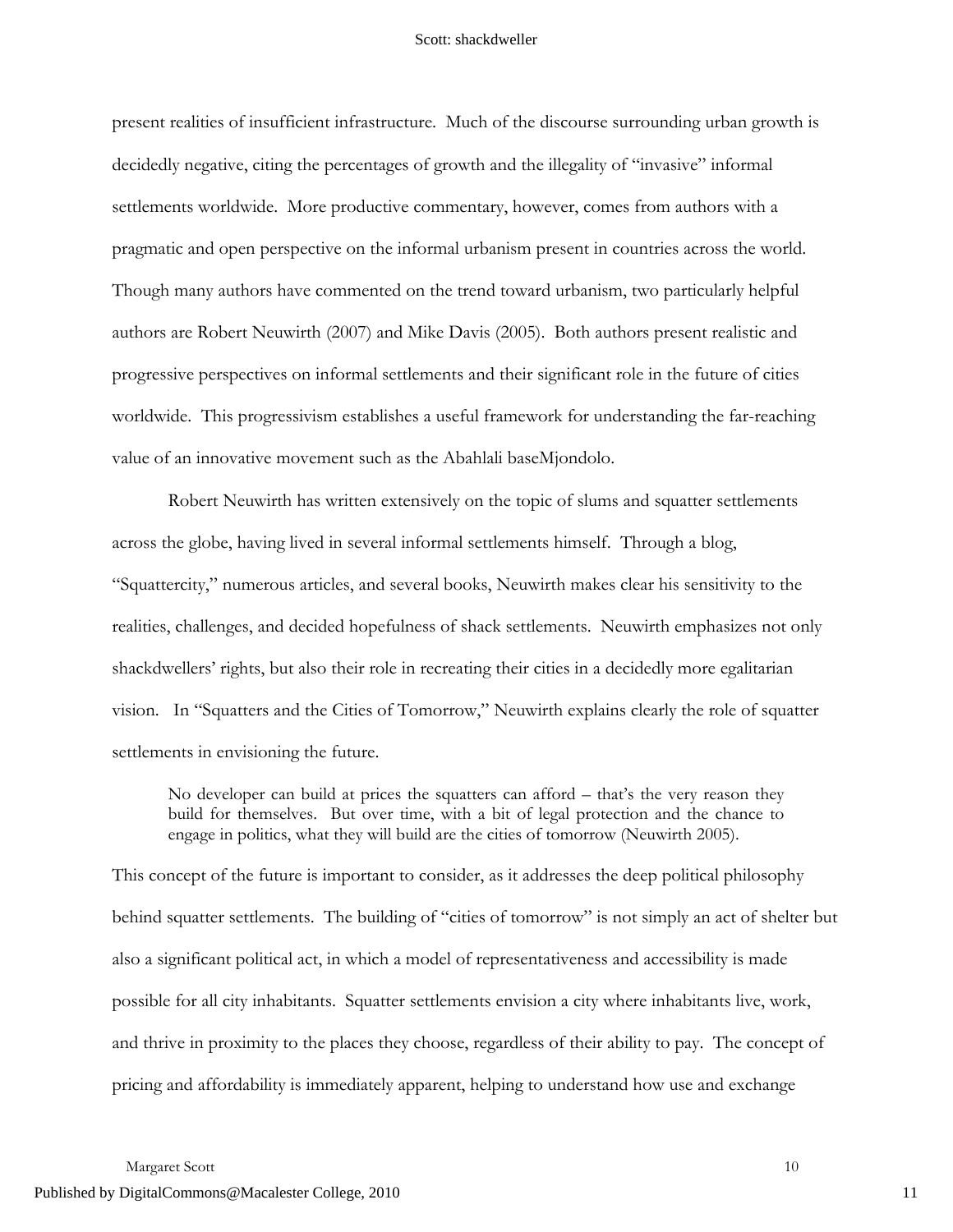present realities of insufficient infrastructure. Much of the discourse surrounding urban growth is decidedly negative, citing the percentages of growth and the illegality of "invasive" informal settlements worldwide. More productive commentary, however, comes from authors with a pragmatic and open perspective on the informal urbanism present in countries across the world. Though many authors have commented on the trend toward urbanism, two particularly helpful authors are Robert Neuwirth (2007) and Mike Davis (2005). Both authors present realistic and progressive perspectives on informal settlements and their significant role in the future of cities worldwide. This progressivism establishes a useful framework for understanding the far-reaching value of an innovative movement such as the Abahlali baseMjondolo.

Robert Neuwirth has written extensively on the topic of slums and squatter settlements across the globe, having lived in several informal settlements himself. Through a blog, "Squattercity," numerous articles, and several books, Neuwirth makes clear his sensitivity to the realities, challenges, and decided hopefulness of shack settlements. Neuwirth emphasizes not only shackdwellers' rights, but also their role in recreating their cities in a decidedly more egalitarian vision. In "Squatters and the Cities of Tomorrow," Neuwirth explains clearly the role of squatter settlements in envisioning the future.

> No developer can build at prices the squatters can afford – that's the very reason they build for themselves. But over time, with a bit of legal protection and the chance to engage in politics, what they will build are the cities of tomorrow (Neuwirth 2005).

This concept of the future is important to consider, as it addresses the deep political philosophy behind squatter settlements. The building of "cities of tomorrow" is not simply an act of shelter but also a significant political act, in which a model of representativeness and accessibility is made possible for all city inhabitants. Squatter settlements envision a city where inhabitants live, work, and thrive in proximity to the places they choose, regardless of their ability to pay. The concept of pricing and affordability is immediately apparent, helping to understand how use and exchange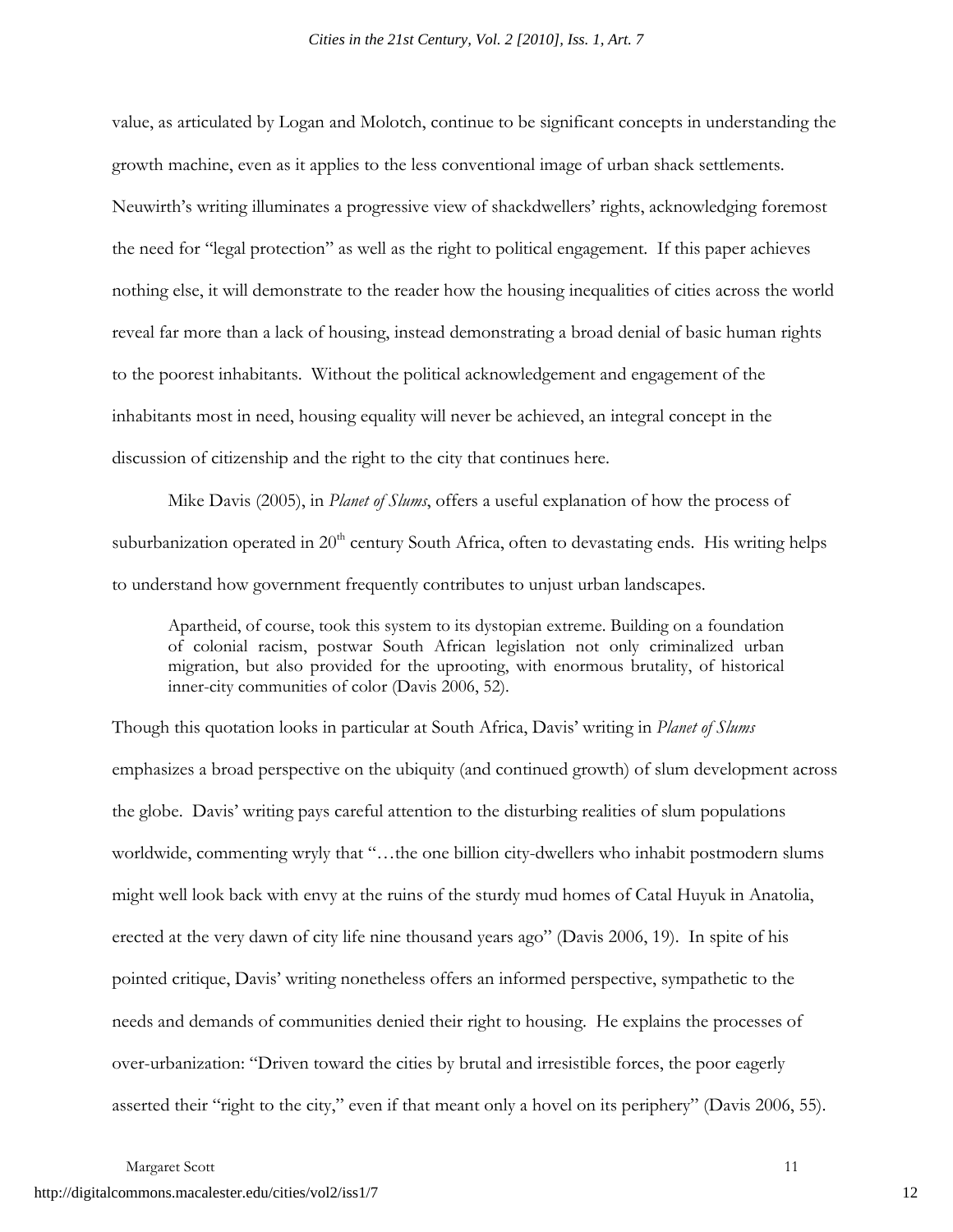value, as articulated by Logan and Molotch, continue to be significant concepts in understanding the growth machine, even as it applies to the less conventional image of urban shack settlements. Neuwirth's writing illuminates a progressive view of shackdwellers' rights, acknowledging foremost the need for "legal protection" as well as the right to political engagement. If this paper achieves nothing else, it will demonstrate to the reader how the housing inequalities of cities across the world reveal far more than a lack of housing, instead demonstrating a broad denial of basic human rights to the poorest inhabitants. Without the political acknowledgement and engagement of the inhabitants most in need, housing equality will never be achieved, an integral concept in the discussion of citizenship and the right to the city that continues here.

Mike Davis (2005), in *Planet of Slums*, offers a useful explanation of how the process of suburbanization operated in 20th century South Africa, often to devastating ends. His writing helps to understand how government frequently contributes to unjust urban landscapes.

> Apartheid, of course, took this system to its dystopian extreme. Building on a foundation of colonial racism, postwar South African legislation not only criminalized urban migration, but also provided for the uprooting, with enormous brutality, of historical inner-city communities of color (Davis 2006, 52).

Though this quotation looks in particular at South Africa, Davis' writing in *Planet of Slums* emphasizes a broad perspective on the ubiquity (and continued growth) of slum development across the globe. Davis' writing pays careful attention to the disturbing realities of slum populations worldwide, commenting wryly that "…the one billion city-dwellers who inhabit postmodern slums might well look back with envy at the ruins of the sturdy mud homes of Catal Huyuk in Anatolia, erected at the very dawn of city life nine thousand years ago" (Davis 2006, 19). In spite of his pointed critique, Davis' writing nonetheless offers an informed perspective, sympathetic to the needs and demands of communities denied their right to housing. He explains the processes of over-urbanization: "Driven toward the cities by brutal and irresistible forces, the poor eagerly asserted their "right to the city," even if that meant only a hovel on its periphery" (Davis 2006, 55).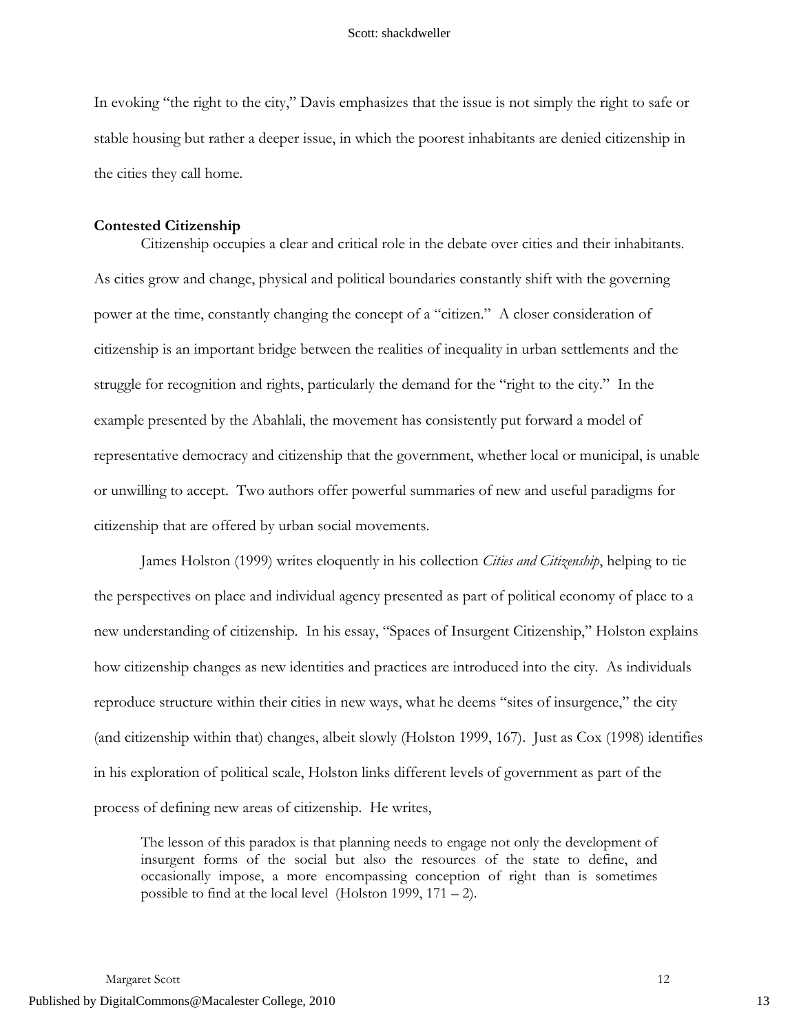In evoking "the right to the city," Davis emphasizes that the issue is not simply the right to safe or stable housing but rather a deeper issue, in which the poorest inhabitants are denied citizenship in the cities they call home.

**Contested Citizenship**

Citizenship occupies a clear and critical role in the debate over cities and their inhabitants. As cities grow and change, physical and political boundaries constantly shift with the governing power at the time, constantly changing the concept of a "citizen." A closer consideration of citizenship is an important bridge between the realities of inequality in urban settlements and the struggle for recognition and rights, particularly the demand for the "right to the city." In the example presented by the Abahlali, the movement has consistently put forward a model of representative democracy and citizenship that the government, whether local or municipal, is unable or unwilling to accept. Two authors offer powerful summaries of new and useful paradigms for citizenship that are offered by urban social movements.

James Holston (1999) writes eloquently in his collection *Cities and Citizenship*, helping to tie the perspectives on place and individual agency presented as part of political economy of place to a new understanding of citizenship. In his essay, "Spaces of Insurgent Citizenship," Holston explains how citizenship changes as new identities and practices are introduced into the city. As individuals reproduce structure within their cities in new ways, what he deems "sites of insurgence," the city (and citizenship within that) changes, albeit slowly (Holston 1999, 167). Just as Cox (1998) identifies in his exploration of political scale, Holston links different levels of government as part of the process of defining new areas of citizenship. He writes,

> The lesson of this paradox is that planning needs to engage not only the development of insurgent forms of the social but also the resources of the state to define, and occasionally impose, a more encompassing conception of right than is sometimes possible to find at the local level (Holston 1999, 171 – 2).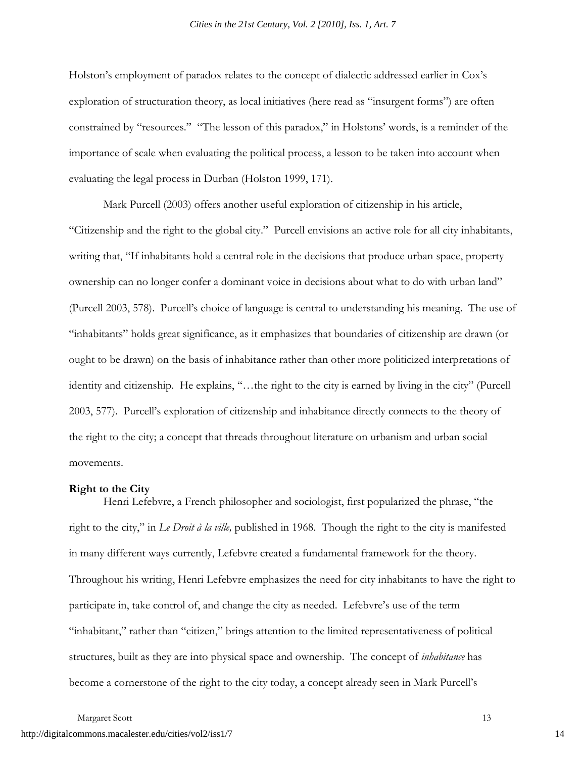Holston's employment of paradox relates to the concept of dialectic addressed earlier in Cox's exploration of structuration theory, as local initiatives (here read as "insurgent forms") are often constrained by "resources." "The lesson of this paradox," in Holstons' words, is a reminder of the importance of scale when evaluating the political process, a lesson to be taken into account when evaluating the legal process in Durban (Holston 1999, 171).

Mark Purcell (2003) offers another useful exploration of citizenship in his article, "Citizenship and the right to the global city." Purcell envisions an active role for all city inhabitants, writing that, "If inhabitants hold a central role in the decisions that produce urban space, property ownership can no longer confer a dominant voice in decisions about what to do with urban land" (Purcell 2003, 578). Purcell's choice of language is central to understanding his meaning. The use of "inhabitants" holds great significance, as it emphasizes that boundaries of citizenship are drawn (or ought to be drawn) on the basis of inhabitance rather than other more politicized interpretations of identity and citizenship. He explains, "…the right to the city is earned by living in the city" (Purcell 2003, 577). Purcell's exploration of citizenship and inhabitance directly connects to the theory of the right to the city; a concept that threads throughout literature on urbanism and urban social movements.

**Right to the City**

Henri Lefebvre, a French philosopher and sociologist, first popularized the phrase, "the right to the city," in *Le Droit à la ville,* published in 1968. Though the right to the city is manifested in many different ways currently, Lefebvre created a fundamental framework for the theory. Throughout his writing, Henri Lefebvre emphasizes the need for city inhabitants to have the right to participate in, take control of, and change the city as needed. Lefebvre's use of the term "inhabitant," rather than "citizen," brings attention to the limited representativeness of political structures, built as they are into physical space and ownership. The concept of *inhabitance* has become a cornerstone of the right to the city today, a concept already seen in Mark Purcell's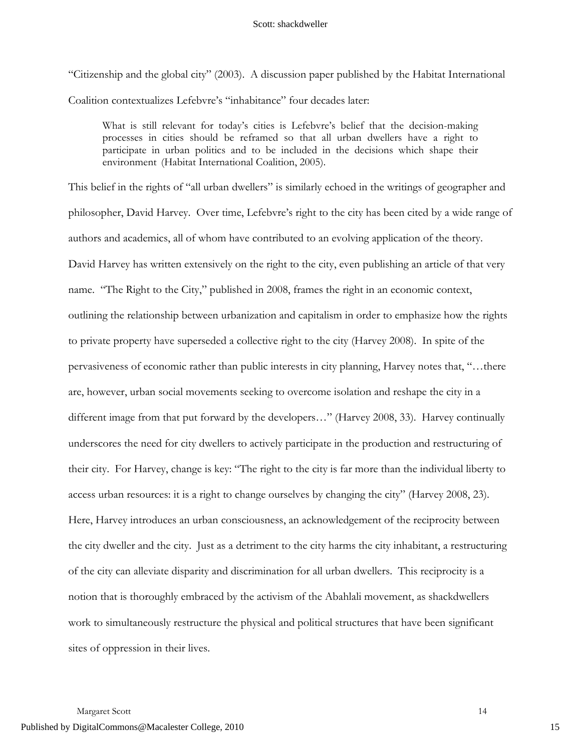"Citizenship and the global city" (2003). A discussion paper published by the Habitat International Coalition contextualizes Lefebvre's "inhabitance" four decades later:

> What is still relevant for today's cities is Lefebvre's belief that the decision-making processes in cities should be reframed so that all urban dwellers have a right to participate in urban politics and to be included in the decisions which shape their environment (Habitat International Coalition, 2005).

This belief in the rights of "all urban dwellers" is similarly echoed in the writings of geographer and philosopher, David Harvey. Over time, Lefebvre's right to the city has been cited by a wide range of authors and academics, all of whom have contributed to an evolving application of the theory. David Harvey has written extensively on the right to the city, even publishing an article of that very name. "The Right to the City," published in 2008, frames the right in an economic context, outlining the relationship between urbanization and capitalism in order to emphasize how the rights to private property have superseded a collective right to the city (Harvey 2008). In spite of the pervasiveness of economic rather than public interests in city planning, Harvey notes that, "…there are, however, urban social movements seeking to overcome isolation and reshape the city in a different image from that put forward by the developers…" (Harvey 2008, 33). Harvey continually underscores the need for city dwellers to actively participate in the production and restructuring of their city. For Harvey, change is key: "The right to the city is far more than the individual liberty to access urban resources: it is a right to change ourselves by changing the city" (Harvey 2008, 23). Here, Harvey introduces an urban consciousness, an acknowledgement of the reciprocity between the city dweller and the city. Just as a detriment to the city harms the city inhabitant, a restructuring of the city can alleviate disparity and discrimination for all urban dwellers. This reciprocity is a notion that is thoroughly embraced by the activism of the Abahlali movement, as shackdwellers work to simultaneously restructure the physical and political structures that have been significant sites of oppression in their lives.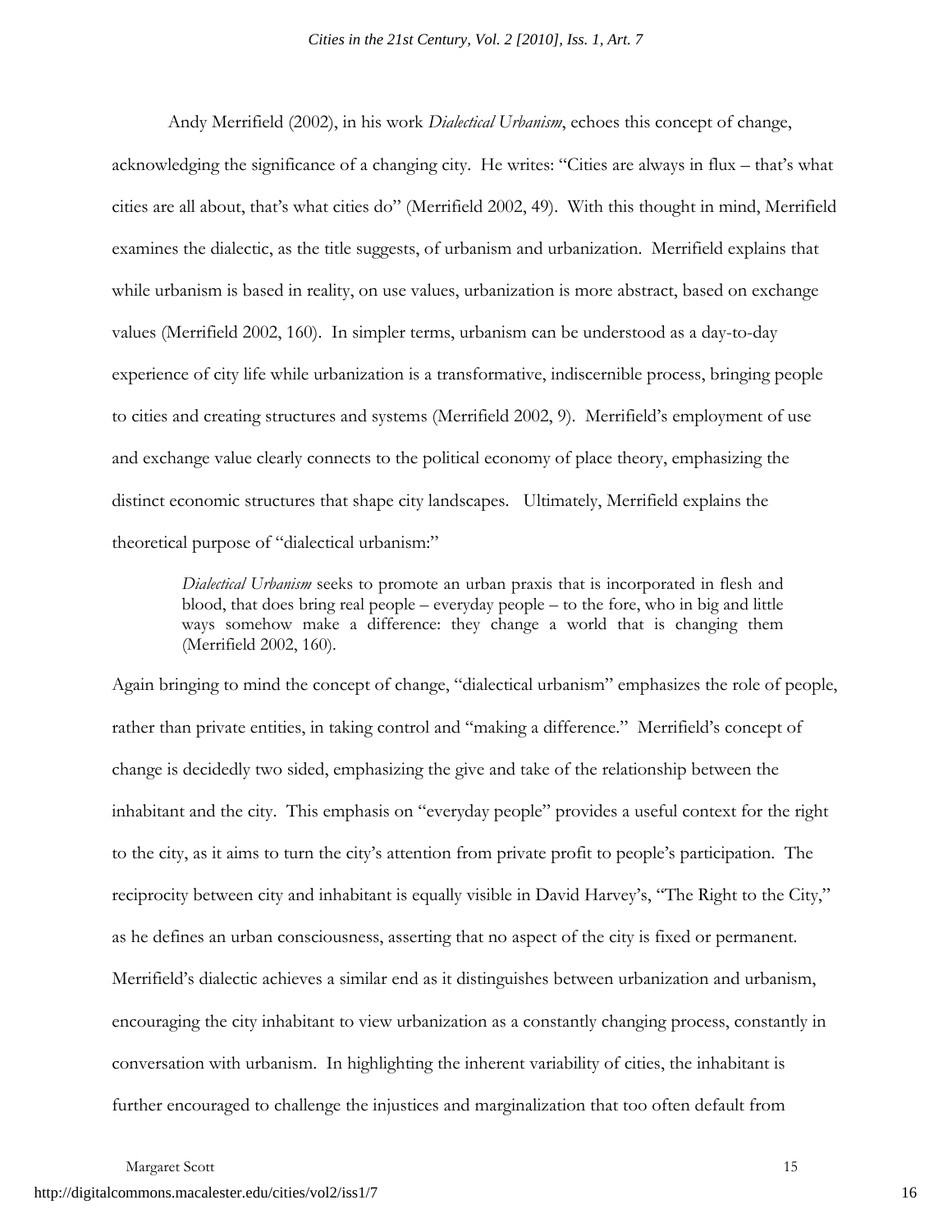Andy Merrifield (2002), in his work *Dialectical Urbanism*, echoes this concept of change, acknowledging the significance of a changing city. He writes: "Cities are always in flux – that's what cities are all about, that's what cities do" (Merrifield 2002, 49). With this thought in mind, Merrifield examines the dialectic, as the title suggests, of urbanism and urbanization. Merrifield explains that while urbanism is based in reality, on use values, urbanization is more abstract, based on exchange values (Merrifield 2002, 160). In simpler terms, urbanism can be understood as a day-to-day experience of city life while urbanization is a transformative, indiscernible process, bringing people to cities and creating structures and systems (Merrifield 2002, 9). Merrifield's employment of use and exchange value clearly connects to the political economy of place theory, emphasizing the distinct economic structures that shape city landscapes. Ultimately, Merrifield explains the theoretical purpose of "dialectical urbanism:"

> *Dialectical Urbanism* seeks to promote an urban praxis that is incorporated in flesh and blood, that does bring real people – everyday people – to the fore, who in big and little ways somehow make a difference: they change a world that is changing them (Merrifield 2002, 160).

Again bringing to mind the concept of change, "dialectical urbanism" emphasizes the role of people, rather than private entities, in taking control and "making a difference." Merrifield's concept of change is decidedly two sided, emphasizing the give and take of the relationship between the inhabitant and the city. This emphasis on "everyday people" provides a useful context for the right to the city, as it aims to turn the city's attention from private profit to people's participation. The reciprocity between city and inhabitant is equally visible in David Harvey's, "The Right to the City," as he defines an urban consciousness, asserting that no aspect of the city is fixed or permanent. Merrifield's dialectic achieves a similar end as it distinguishes between urbanization and urbanism, encouraging the city inhabitant to view urbanization as a constantly changing process, constantly in conversation with urbanism. In highlighting the inherent variability of cities, the inhabitant is further encouraged to challenge the injustices and marginalization that too often default from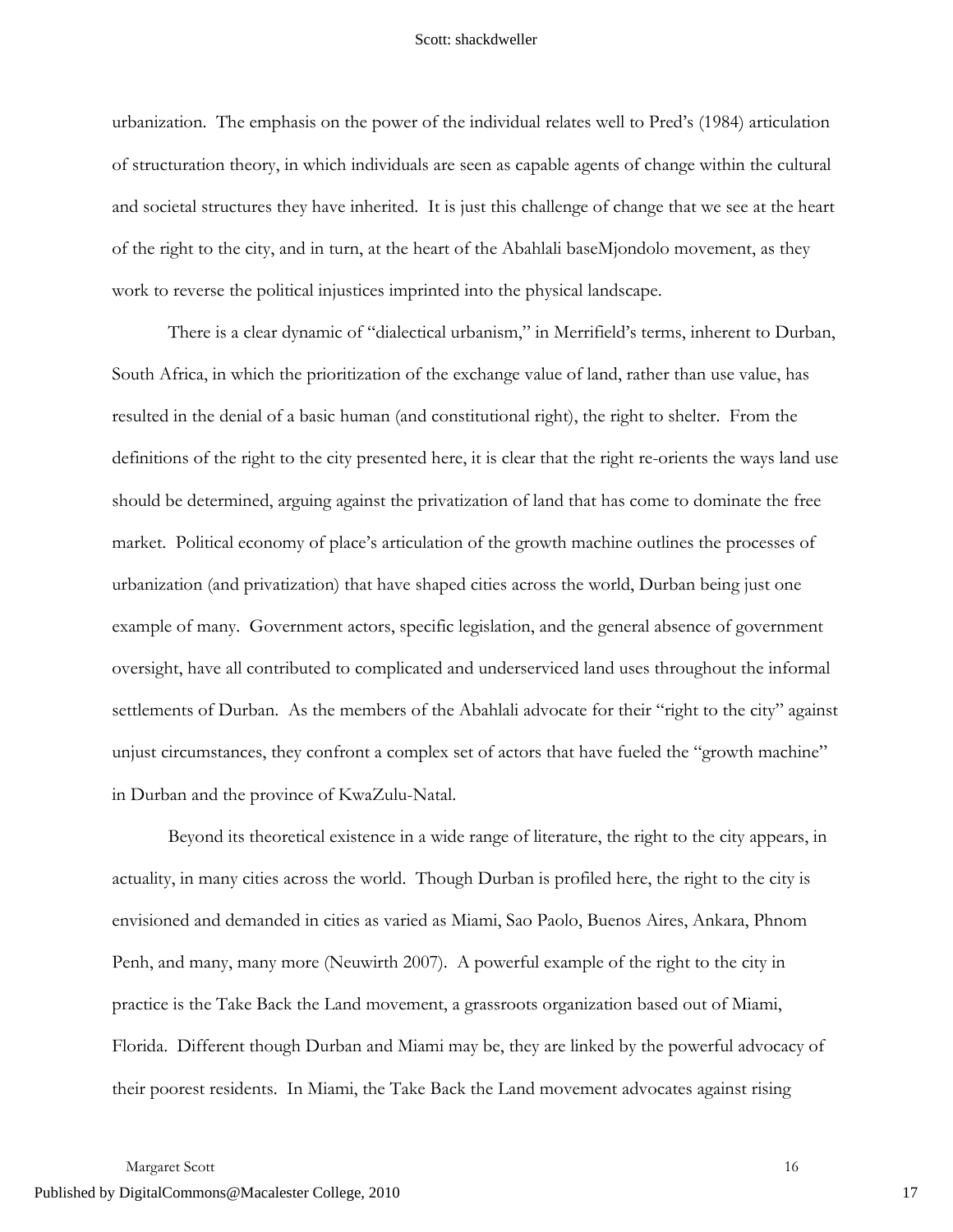urbanization. The emphasis on the power of the individual relates well to Pred's (1984) articulation of structuration theory, in which individuals are seen as capable agents of change within the cultural and societal structures they have inherited. It is just this challenge of change that we see at the heart of the right to the city, and in turn, at the heart of the Abahlali baseMjondolo movement, as they work to reverse the political injustices imprinted into the physical landscape.

There is a clear dynamic of "dialectical urbanism," in Merrifield's terms, inherent to Durban, South Africa, in which the prioritization of the exchange value of land, rather than use value, has resulted in the denial of a basic human (and constitutional right), the right to shelter. From the definitions of the right to the city presented here, it is clear that the right re-orients the ways land use should be determined, arguing against the privatization of land that has come to dominate the free market. Political economy of place's articulation of the growth machine outlines the processes of urbanization (and privatization) that have shaped cities across the world, Durban being just one example of many. Government actors, specific legislation, and the general absence of government oversight, have all contributed to complicated and underserviced land uses throughout the informal settlements of Durban. As the members of the Abahlali advocate for their "right to the city" against unjust circumstances, they confront a complex set of actors that have fueled the "growth machine" in Durban and the province of KwaZulu-Natal.

Beyond its theoretical existence in a wide range of literature, the right to the city appears, in actuality, in many cities across the world. Though Durban is profiled here, the right to the city is envisioned and demanded in cities as varied as Miami, Sao Paolo, Buenos Aires, Ankara, Phnom Penh, and many, many more (Neuwirth 2007). A powerful example of the right to the city in practice is the Take Back the Land movement, a grassroots organization based out of Miami, Florida. Different though Durban and Miami may be, they are linked by the powerful advocacy of their poorest residents. In Miami, the Take Back the Land movement advocates against rising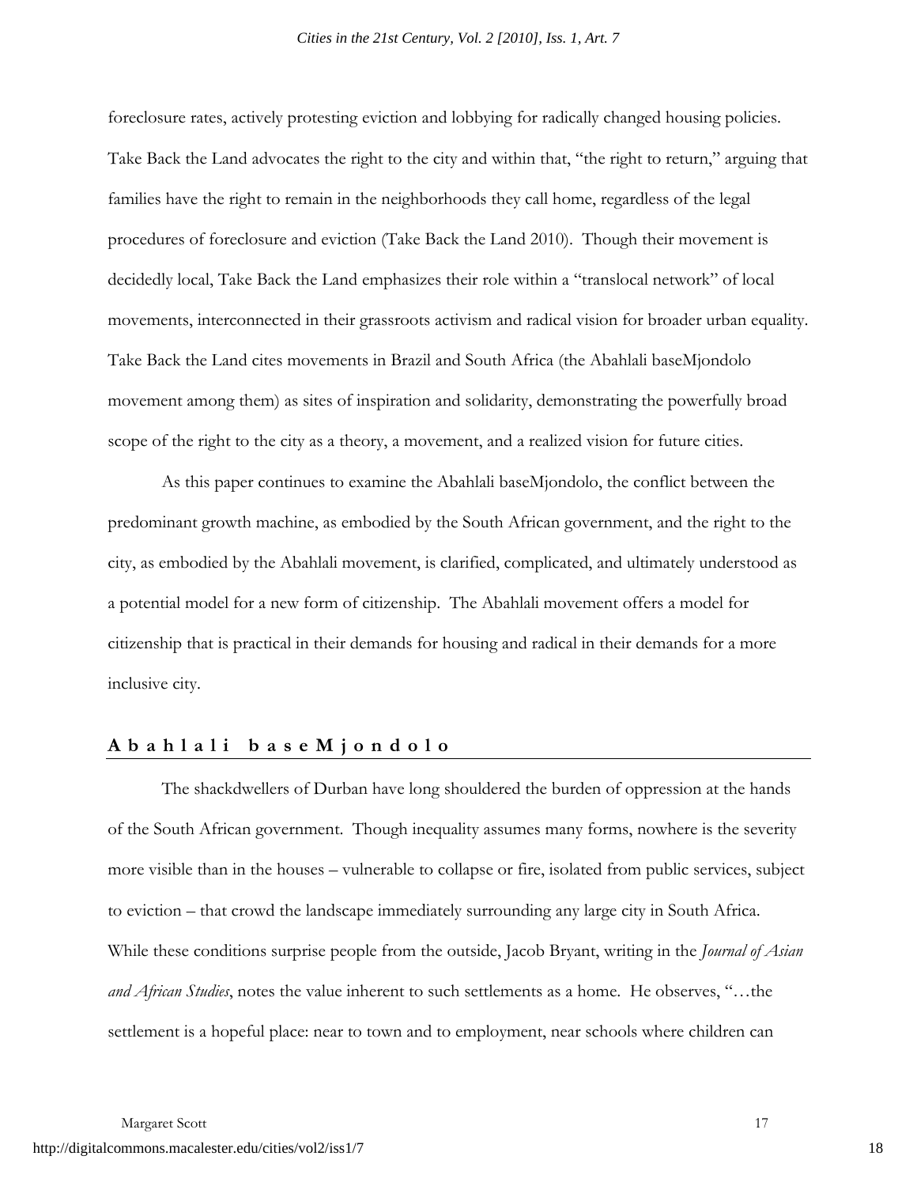foreclosure rates, actively protesting eviction and lobbying for radically changed housing policies. Take Back the Land advocates the right to the city and within that, "the right to return," arguing that families have the right to remain in the neighborhoods they call home, regardless of the legal procedures of foreclosure and eviction (Take Back the Land 2010). Though their movement is decidedly local, Take Back the Land emphasizes their role within a "translocal network" of local movements, interconnected in their grassroots activism and radical vision for broader urban equality. Take Back the Land cites movements in Brazil and South Africa (the Abahlali baseMjondolo movement among them) as sites of inspiration and solidarity, demonstrating the powerfully broad scope of the right to the city as a theory, a movement, and a realized vision for future cities.

As this paper continues to examine the Abahlali baseMjondolo, the conflict between the predominant growth machine, as embodied by the South African government, and the right to the city, as embodied by the Abahlali movement, is clarified, complicated, and ultimately understood as a potential model for a new form of citizenship. The Abahlali movement offers a model for citizenship that is practical in their demands for housing and radical in their demands for a more inclusive city.

## Abahlali baseMjondolo

The shackdwellers of Durban have long shouldered the burden of oppression at the hands of the South African government. Though inequality assumes many forms, nowhere is the severity more visible than in the houses – vulnerable to collapse or fire, isolated from public services, subject to eviction – that crowd the landscape immediately surrounding any large city in South Africa. While these conditions surprise people from the outside, Jacob Bryant, writing in the *Journal of Asian and African Studies*, notes the value inherent to such settlements as a home. He observes, "…the settlement is a hopeful place: near to town and to employment, near schools where children can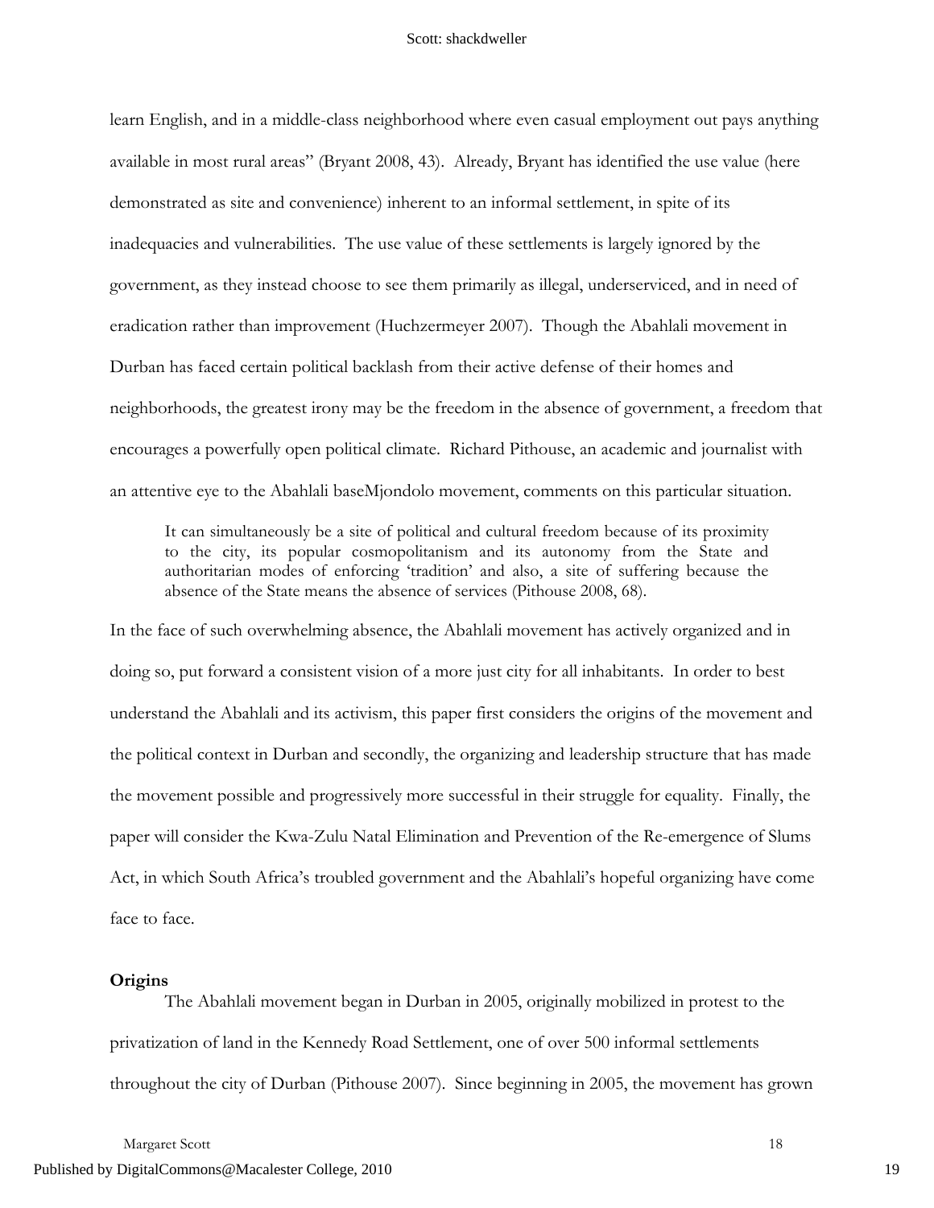learn English, and in a middle-class neighborhood where even casual employment out pays anything available in most rural areas" (Bryant 2008, 43). Already, Bryant has identified the use value (here demonstrated as site and convenience) inherent to an informal settlement, in spite of its inadequacies and vulnerabilities. The use value of these settlements is largely ignored by the government, as they instead choose to see them primarily as illegal, underserviced, and in need of eradication rather than improvement (Huchzermeyer 2007). Though the Abahlali movement in Durban has faced certain political backlash from their active defense of their homes and neighborhoods, the greatest irony may be the freedom in the absence of government, a freedom that encourages a powerfully open political climate. Richard Pithouse, an academic and journalist with an attentive eye to the Abahlali baseMjondolo movement, comments on this particular situation.

> It can simultaneously be a site of political and cultural freedom because of its proximity to the city, its popular cosmopolitanism and its autonomy from the State and authoritarian modes of enforcing 'tradition' and also, a site of suffering because the absence of the State means the absence of services (Pithouse 2008, 68).

In the face of such overwhelming absence, the Abahlali movement has actively organized and in doing so, put forward a consistent vision of a more just city for all inhabitants. In order to best understand the Abahlali and its activism, this paper first considers the origins of the movement and the political context in Durban and secondly, the organizing and leadership structure that has made the movement possible and progressively more successful in their struggle for equality. Finally, the paper will consider the Kwa-Zulu Natal Elimination and Prevention of the Re-emergence of Slums Act, in which South Africa's troubled government and the Abahlali's hopeful organizing have come face to face.

**Origins**

The Abahlali movement began in Durban in 2005, originally mobilized in protest to the privatization of land in the Kennedy Road Settlement, one of over 500 informal settlements throughout the city of Durban (Pithouse 2007). Since beginning in 2005, the movement has grown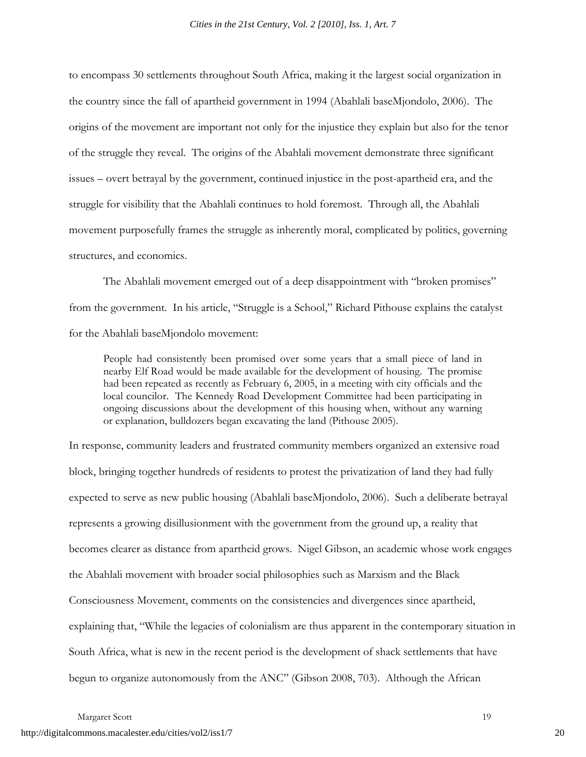to encompass 30 settlements throughout South Africa, making it the largest social organization in the country since the fall of apartheid government in 1994 (Abahlali baseMjondolo, 2006). The origins of the movement are important not only for the injustice they explain but also for the tenor of the struggle they reveal. The origins of the Abahlali movement demonstrate three significant issues – overt betrayal by the government, continued injustice in the post-apartheid era, and the struggle for visibility that the Abahlali continues to hold foremost. Through all, the Abahlali movement purposefully frames the struggle as inherently moral, complicated by politics, governing structures, and economics.

The Abahlali movement emerged out of a deep disappointment with "broken promises" from the government. In his article, "Struggle is a School," Richard Pithouse explains the catalyst for the Abahlali baseMjondolo movement:

> People had consistently been promised over some years that a small piece of land in nearby Elf Road would be made available for the development of housing. The promise had been repeated as recently as February 6, 2005, in a meeting with city officials and the local councilor. The Kennedy Road Development Committee had been participating in ongoing discussions about the development of this housing when, without any warning or explanation, bulldozers began excavating the land (Pithouse 2005).

In response, community leaders and frustrated community members organized an extensive road block, bringing together hundreds of residents to protest the privatization of land they had fully expected to serve as new public housing (Abahlali baseMjondolo, 2006). Such a deliberate betrayal represents a growing disillusionment with the government from the ground up, a reality that becomes clearer as distance from apartheid grows. Nigel Gibson, an academic whose work engages the Abahlali movement with broader social philosophies such as Marxism and the Black Consciousness Movement, comments on the consistencies and divergences since apartheid, explaining that, "While the legacies of colonialism are thus apparent in the contemporary situation in South Africa, what is new in the recent period is the development of shack settlements that have begun to organize autonomously from the ANC" (Gibson 2008, 703). Although the African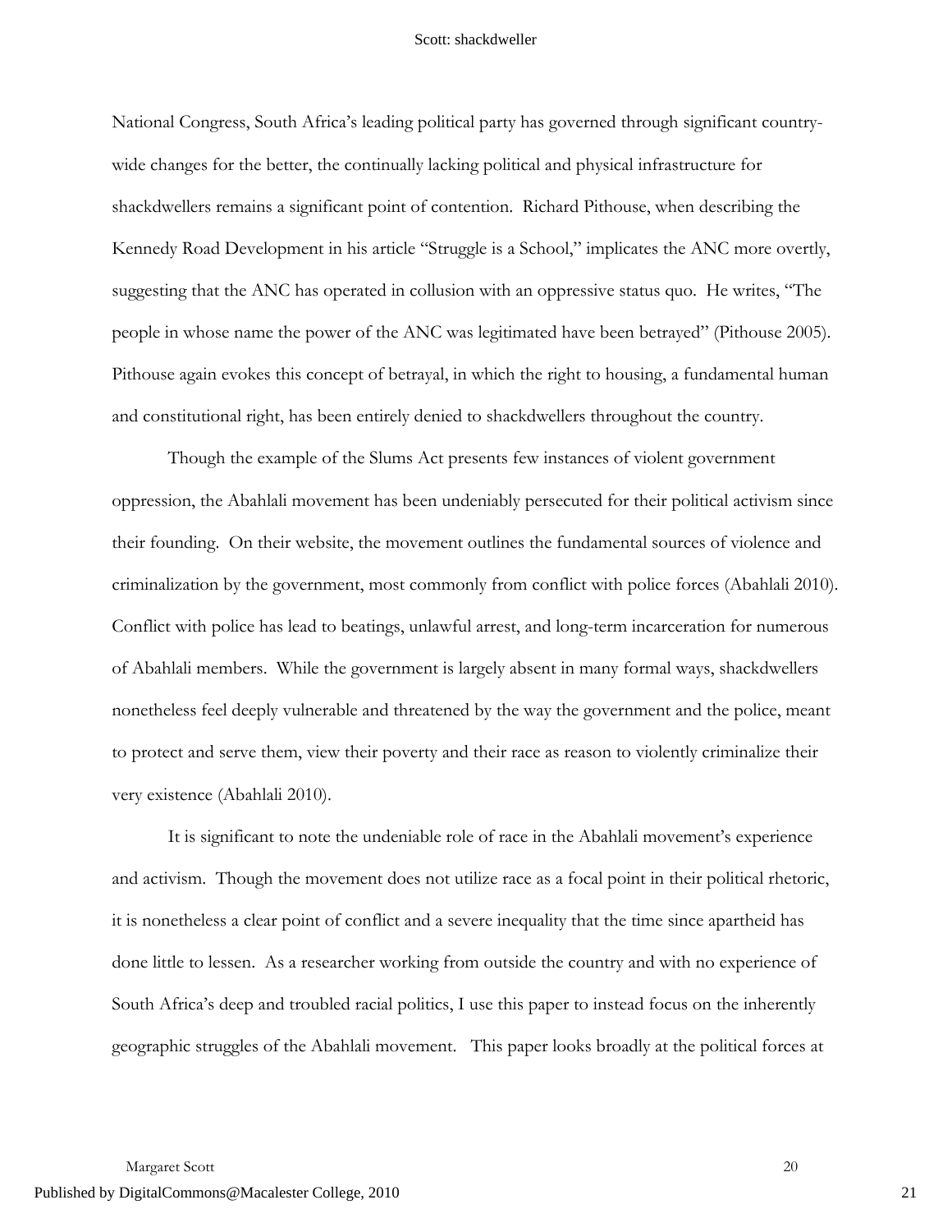National Congress, South Africa's leading political party has governed through significant country-wide changes for the better, the continually lacking political and physical infrastructure for shackdwellers remains a significant point of contention. Richard Pithouse, when describing the Kennedy Road Development in his article "Struggle is a School," implicates the ANC more overtly, suggesting that the ANC has operated in collusion with an oppressive status quo. He writes, "The people in whose name the power of the ANC was legitimated have been betrayed" (Pithouse 2005). Pithouse again evokes this concept of betrayal, in which the right to housing, a fundamental human and constitutional right, has been entirely denied to shackdwellers throughout the country.

Though the example of the Slums Act presents few instances of violent government oppression, the Abahlali movement has been undeniably persecuted for their political activism since their founding. On their website, the movement outlines the fundamental sources of violence and criminalization by the government, most commonly from conflict with police forces (Abahlali 2010). Conflict with police has lead to beatings, unlawful arrest, and long-term incarceration for numerous of Abahlali members. While the government is largely absent in many formal ways, shackdwellers nonetheless feel deeply vulnerable and threatened by the way the government and the police, meant to protect and serve them, view their poverty and their race as reason to violently criminalize their very existence (Abahlali 2010).

It is significant to note the undeniable role of race in the Abahlali movement's experience and activism. Though the movement does not utilize race as a focal point in their political rhetoric, it is nonetheless a clear point of conflict and a severe inequality that the time since apartheid has done little to lessen. As a researcher working from outside the country and with no experience of South Africa's deep and troubled racial politics, I use this paper to instead focus on the inherently geographic struggles of the Abahlali movement. This paper looks broadly at the political forces at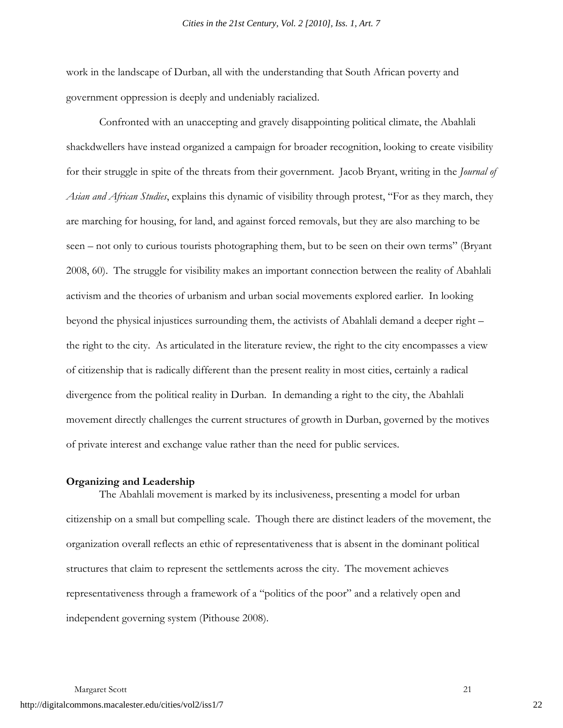work in the landscape of Durban, all with the understanding that South African poverty and government oppression is deeply and undeniably racialized.

Confronted with an unaccepting and gravely disappointing political climate, the Abahlali shackdwellers have instead organized a campaign for broader recognition, looking to create visibility for their struggle in spite of the threats from their government. Jacob Bryant, writing in the *Journal of Asian and African Studies*, explains this dynamic of visibility through protest, "For as they march, they are marching for housing, for land, and against forced removals, but they are also marching to be seen – not only to curious tourists photographing them, but to be seen on their own terms" (Bryant 2008, 60). The struggle for visibility makes an important connection between the reality of Abahlali activism and the theories of urbanism and urban social movements explored earlier. In looking beyond the physical injustices surrounding them, the activists of Abahlali demand a deeper right – the right to the city. As articulated in the literature review, the right to the city encompasses a view of citizenship that is radically different than the present reality in most cities, certainly a radical divergence from the political reality in Durban. In demanding a right to the city, the Abahlali movement directly challenges the current structures of growth in Durban, governed by the motives of private interest and exchange value rather than the need for public services.

**Organizing and Leadership**

The Abahlali movement is marked by its inclusiveness, presenting a model for urban citizenship on a small but compelling scale. Though there are distinct leaders of the movement, the organization overall reflects an ethic of representativeness that is absent in the dominant political structures that claim to represent the settlements across the city. The movement achieves representativeness through a framework of a "politics of the poor" and a relatively open and independent governing system (Pithouse 2008).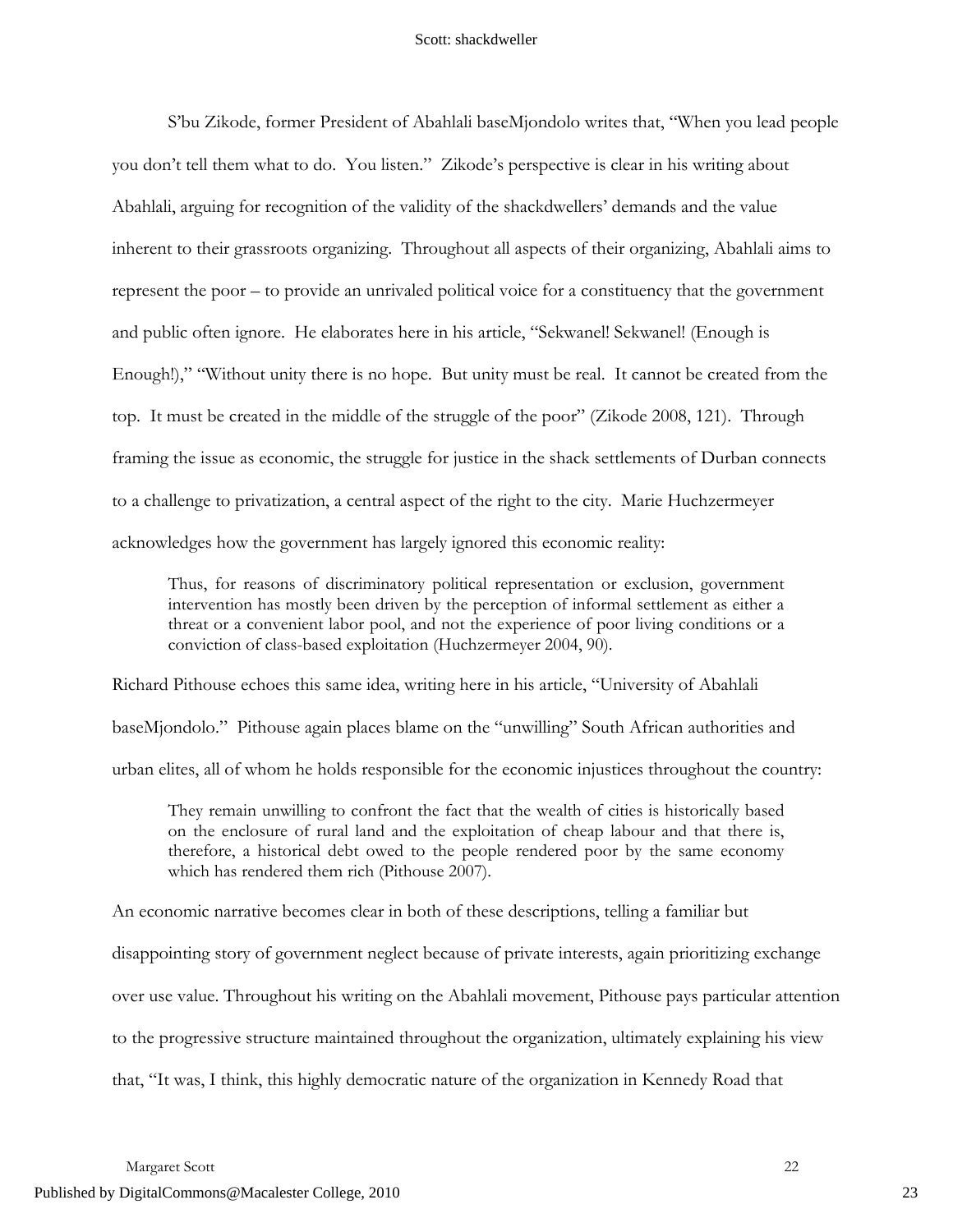S'bu Zikode, former President of Abahlali baseMjondolo writes that, "When you lead people you don't tell them what to do. You listen." Zikode's perspective is clear in his writing about Abahlali, arguing for recognition of the validity of the shackdwellers' demands and the value inherent to their grassroots organizing. Throughout all aspects of their organizing, Abahlali aims to represent the poor – to provide an unrivaled political voice for a constituency that the government and public often ignore. He elaborates here in his article, "Sekwanel! Sekwanel! (Enough is Enough!)," "Without unity there is no hope. But unity must be real. It cannot be created from the top. It must be created in the middle of the struggle of the poor" (Zikode 2008, 121). Through framing the issue as economic, the struggle for justice in the shack settlements of Durban connects to a challenge to privatization, a central aspect of the right to the city. Marie Huchzermeyer acknowledges how the government has largely ignored this economic reality:

> Thus, for reasons of discriminatory political representation or exclusion, government intervention has mostly been driven by the perception of informal settlement as either a threat or a convenient labor pool, and not the experience of poor living conditions or a conviction of class-based exploitation (Huchzermeyer 2004, 90).

Richard Pithouse echoes this same idea, writing here in his article, "University of Abahlali baseMjondolo." Pithouse again places blame on the "unwilling" South African authorities and urban elites, all of whom he holds responsible for the economic injustices throughout the country:

> They remain unwilling to confront the fact that the wealth of cities is historically based on the enclosure of rural land and the exploitation of cheap labour and that there is, therefore, a historical debt owed to the people rendered poor by the same economy which has rendered them rich (Pithouse 2007).

An economic narrative becomes clear in both of these descriptions, telling a familiar but disappointing story of government neglect because of private interests, again prioritizing exchange over use value. Throughout his writing on the Abahlali movement, Pithouse pays particular attention to the progressive structure maintained throughout the organization, ultimately explaining his view that, "It was, I think, this highly democratic nature of the organization in Kennedy Road that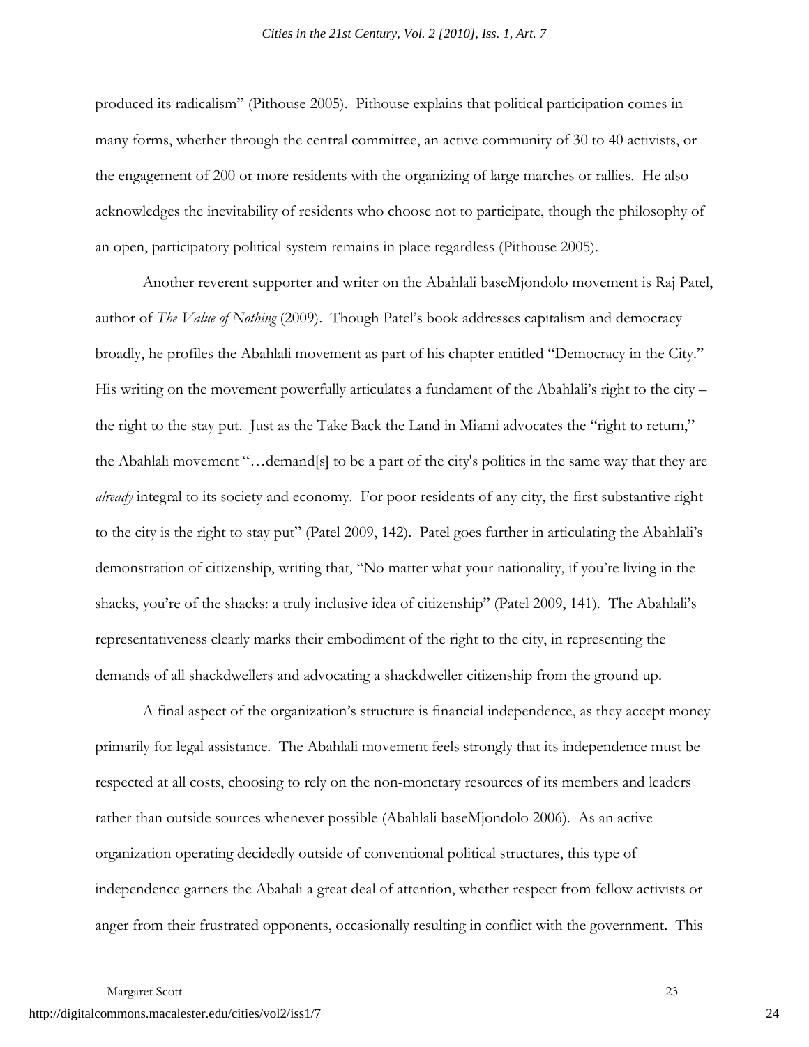produced its radicalism" (Pithouse 2005). Pithouse explains that political participation comes in many forms, whether through the central committee, an active community of 30 to 40 activists, or the engagement of 200 or more residents with the organizing of large marches or rallies. He also acknowledges the inevitability of residents who choose not to participate, though the philosophy of an open, participatory political system remains in place regardless (Pithouse 2005).

Another reverent supporter and writer on the Abahlali baseMjondolo movement is Raj Patel, author of *The Value of Nothing* (2009). Though Patel's book addresses capitalism and democracy broadly, he profiles the Abahlali movement as part of his chapter entitled "Democracy in the City." His writing on the movement powerfully articulates a fundament of the Abahlali's right to the city – the right to the stay put. Just as the Take Back the Land in Miami advocates the "right to return," the Abahlali movement "…demand[s] to be a part of the city's politics in the same way that they are *already* integral to its society and economy. For poor residents of any city, the first substantive right to the city is the right to stay put" (Patel 2009, 142). Patel goes further in articulating the Abahlali's demonstration of citizenship, writing that, "No matter what your nationality, if you're living in the shacks, you're of the shacks: a truly inclusive idea of citizenship" (Patel 2009, 141). The Abahlali's representativeness clearly marks their embodiment of the right to the city, in representing the demands of all shackdwellers and advocating a shackdweller citizenship from the ground up.

A final aspect of the organization's structure is financial independence, as they accept money primarily for legal assistance. The Abahlali movement feels strongly that its independence must be respected at all costs, choosing to rely on the non-monetary resources of its members and leaders rather than outside sources whenever possible (Abahlali baseMjondolo 2006). As an active organization operating decidedly outside of conventional political structures, this type of independence garners the Abahali a great deal of attention, whether respect from fellow activists or anger from their frustrated opponents, occasionally resulting in conflict with the government. This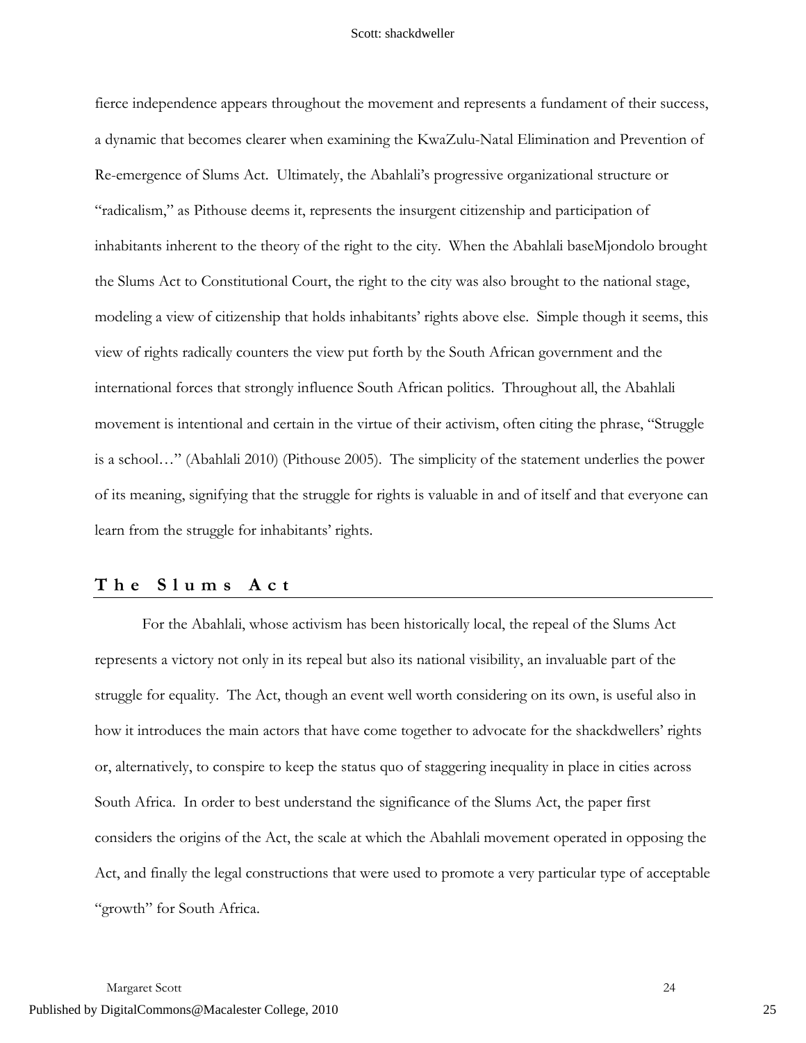fierce independence appears throughout the movement and represents a fundament of their success, a dynamic that becomes clearer when examining the KwaZulu-Natal Elimination and Prevention of Re-emergence of Slums Act. Ultimately, the Abahlali's progressive organizational structure or "radicalism," as Pithouse deems it, represents the insurgent citizenship and participation of inhabitants inherent to the theory of the right to the city. When the Abahlali baseMjondolo brought the Slums Act to Constitutional Court, the right to the city was also brought to the national stage, modeling a view of citizenship that holds inhabitants' rights above else. Simple though it seems, this view of rights radically counters the view put forth by the South African government and the international forces that strongly influence South African politics. Throughout all, the Abahlali movement is intentional and certain in the virtue of their activism, often citing the phrase, "Struggle is a school…" (Abahlali 2010) (Pithouse 2005). The simplicity of the statement underlies the power of its meaning, signifying that the struggle for rights is valuable in and of itself and that everyone can learn from the struggle for inhabitants' rights.

## The Slums Act

For the Abahlali, whose activism has been historically local, the repeal of the Slums Act represents a victory not only in its repeal but also its national visibility, an invaluable part of the struggle for equality. The Act, though an event well worth considering on its own, is useful also in how it introduces the main actors that have come together to advocate for the shackdwellers' rights or, alternatively, to conspire to keep the status quo of staggering inequality in place in cities across South Africa. In order to best understand the significance of the Slums Act, the paper first considers the origins of the Act, the scale at which the Abahlali movement operated in opposing the Act, and finally the legal constructions that were used to promote a very particular type of acceptable "growth" for South Africa.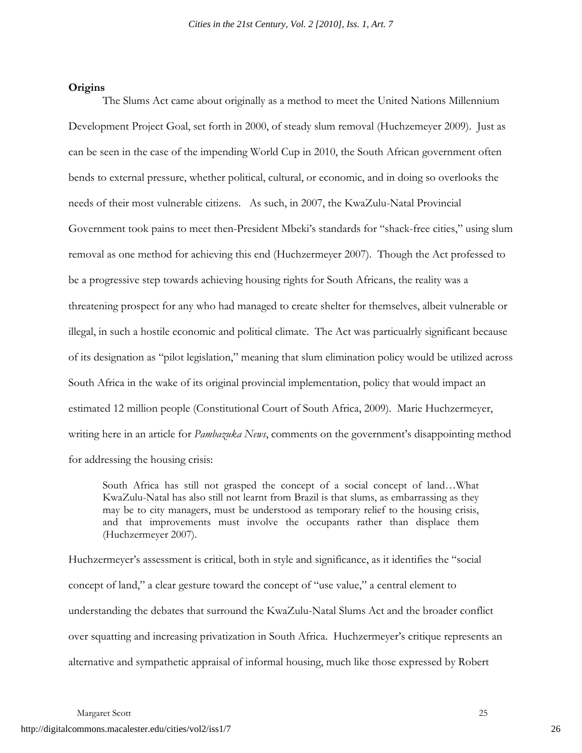**Origins**

The Slums Act came about originally as a method to meet the United Nations Millennium Development Project Goal, set forth in 2000, of steady slum removal (Huchzemeyer 2009). Just as can be seen in the case of the impending World Cup in 2010, the South African government often bends to external pressure, whether political, cultural, or economic, and in doing so overlooks the needs of their most vulnerable citizens. As such, in 2007, the KwaZulu-Natal Provincial Government took pains to meet then-President Mbeki's standards for "shack-free cities," using slum removal as one method for achieving this end (Huchzermeyer 2007). Though the Act professed to be a progressive step towards achieving housing rights for South Africans, the reality was a threatening prospect for any who had managed to create shelter for themselves, albeit vulnerable or illegal, in such a hostile economic and political climate. The Act was particualrly significant because of its designation as "pilot legislation," meaning that slum elimination policy would be utilized across South Africa in the wake of its original provincial implementation, policy that would impact an estimated 12 million people (Constitutional Court of South Africa, 2009). Marie Huchzermeyer, writing here in an article for *Pambazuka News*, comments on the government's disappointing method for addressing the housing crisis:

> South Africa has still not grasped the concept of a social concept of land…What KwaZulu-Natal has also still not learnt from Brazil is that slums, as embarrassing as they may be to city managers, must be understood as temporary relief to the housing crisis, and that improvements must involve the occupants rather than displace them (Huchzermeyer 2007).

Huchzermeyer's assessment is critical, both in style and significance, as it identifies the "social concept of land," a clear gesture toward the concept of "use value," a central element to understanding the debates that surround the KwaZulu-Natal Slums Act and the broader conflict over squatting and increasing privatization in South Africa. Huchzermeyer's critique represents an alternative and sympathetic appraisal of informal housing, much like those expressed by Robert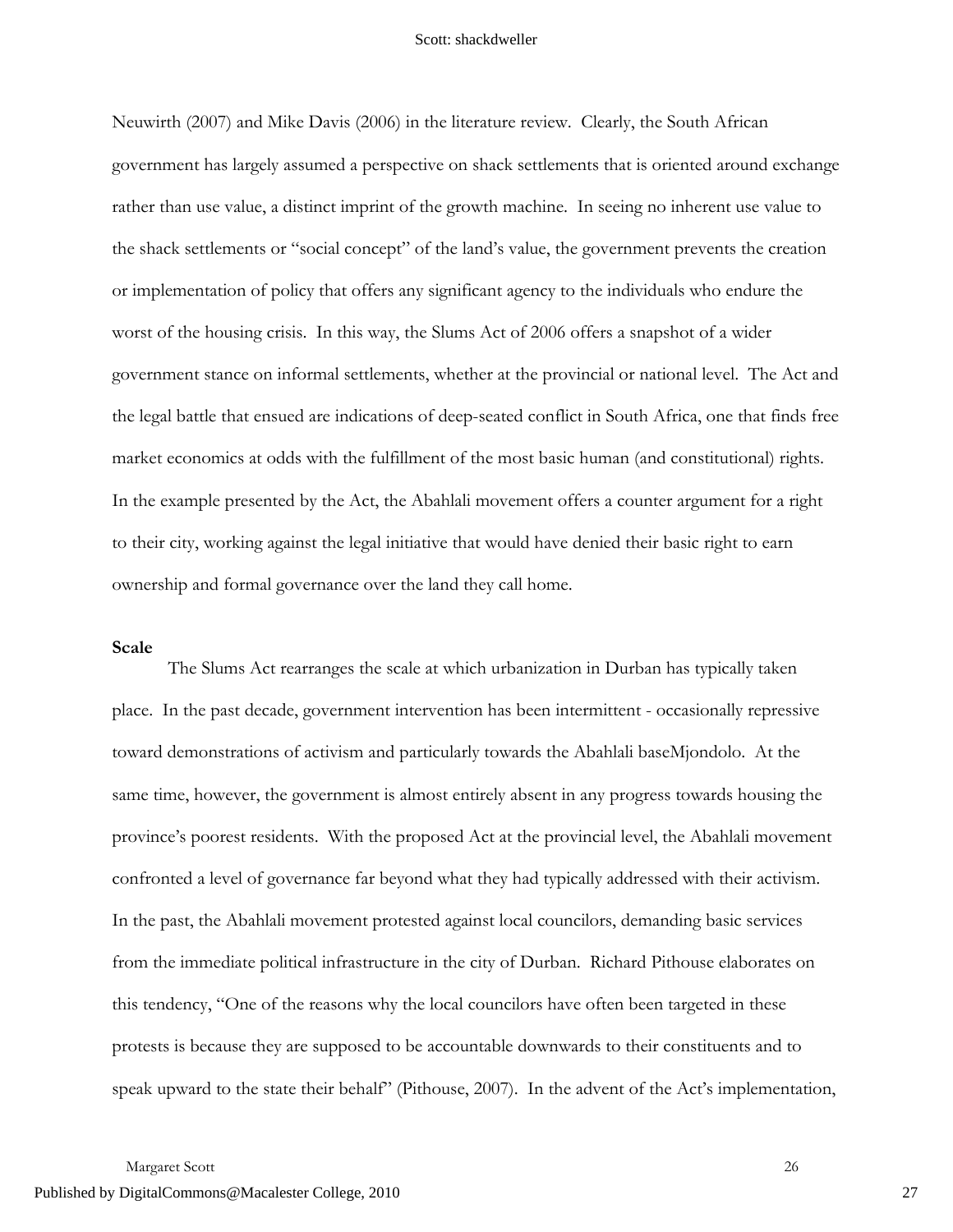Neuwirth (2007) and Mike Davis (2006) in the literature review. Clearly, the South African government has largely assumed a perspective on shack settlements that is oriented around exchange rather than use value, a distinct imprint of the growth machine. In seeing no inherent use value to the shack settlements or "social concept" of the land's value, the government prevents the creation or implementation of policy that offers any significant agency to the individuals who endure the worst of the housing crisis. In this way, the Slums Act of 2006 offers a snapshot of a wider government stance on informal settlements, whether at the provincial or national level. The Act and the legal battle that ensued are indications of deep-seated conflict in South Africa, one that finds free market economics at odds with the fulfillment of the most basic human (and constitutional) rights. In the example presented by the Act, the Abahlali movement offers a counter argument for a right to their city, working against the legal initiative that would have denied their basic right to earn ownership and formal governance over the land they call home.

**Scale**

The Slums Act rearranges the scale at which urbanization in Durban has typically taken place. In the past decade, government intervention has been intermittent - occasionally repressive toward demonstrations of activism and particularly towards the Abahlali baseMjondolo. At the same time, however, the government is almost entirely absent in any progress towards housing the province's poorest residents. With the proposed Act at the provincial level, the Abahlali movement confronted a level of governance far beyond what they had typically addressed with their activism. In the past, the Abahlali movement protested against local councilors, demanding basic services from the immediate political infrastructure in the city of Durban. Richard Pithouse elaborates on this tendency, "One of the reasons why the local councilors have often been targeted in these protests is because they are supposed to be accountable downwards to their constituents and to speak upward to the state their behalf" (Pithouse, 2007). In the advent of the Act's implementation,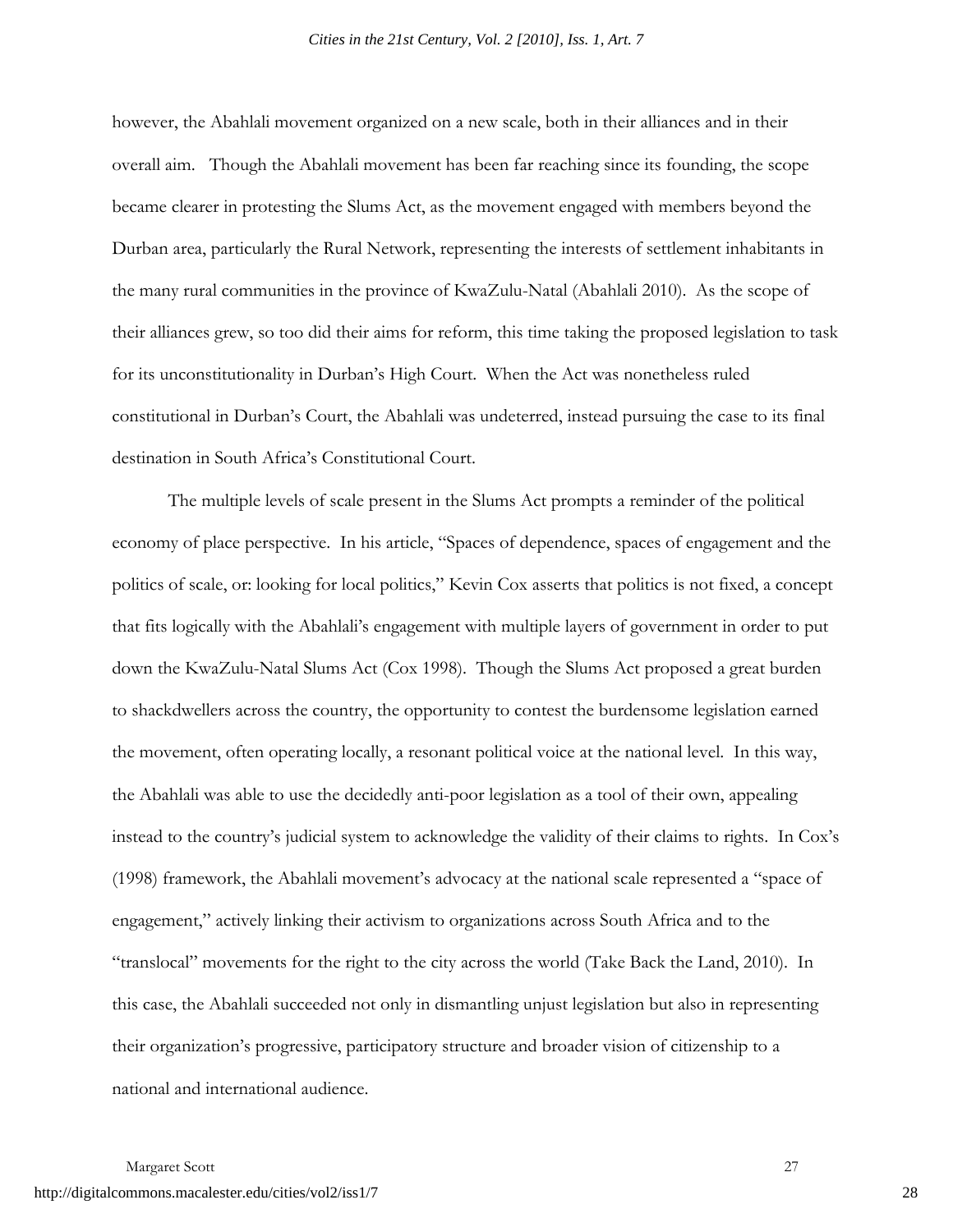however, the Abahlali movement organized on a new scale, both in their alliances and in their overall aim. Though the Abahlali movement has been far reaching since its founding, the scope became clearer in protesting the Slums Act, as the movement engaged with members beyond the Durban area, particularly the Rural Network, representing the interests of settlement inhabitants in the many rural communities in the province of KwaZulu-Natal (Abahlali 2010). As the scope of their alliances grew, so too did their aims for reform, this time taking the proposed legislation to task for its unconstitutionality in Durban's High Court. When the Act was nonetheless ruled constitutional in Durban's Court, the Abahlali was undeterred, instead pursuing the case to its final destination in South Africa's Constitutional Court.

The multiple levels of scale present in the Slums Act prompts a reminder of the political economy of place perspective. In his article, "Spaces of dependence, spaces of engagement and the politics of scale, or: looking for local politics," Kevin Cox asserts that politics is not fixed, a concept that fits logically with the Abahlali's engagement with multiple layers of government in order to put down the KwaZulu-Natal Slums Act (Cox 1998). Though the Slums Act proposed a great burden to shackdwellers across the country, the opportunity to contest the burdensome legislation earned the movement, often operating locally, a resonant political voice at the national level. In this way, the Abahlali was able to use the decidedly anti-poor legislation as a tool of their own, appealing instead to the country's judicial system to acknowledge the validity of their claims to rights. In Cox's (1998) framework, the Abahlali movement's advocacy at the national scale represented a "space of engagement," actively linking their activism to organizations across South Africa and to the "translocal" movements for the right to the city across the world (Take Back the Land, 2010). In this case, the Abahlali succeeded not only in dismantling unjust legislation but also in representing their organization's progressive, participatory structure and broader vision of citizenship to a national and international audience.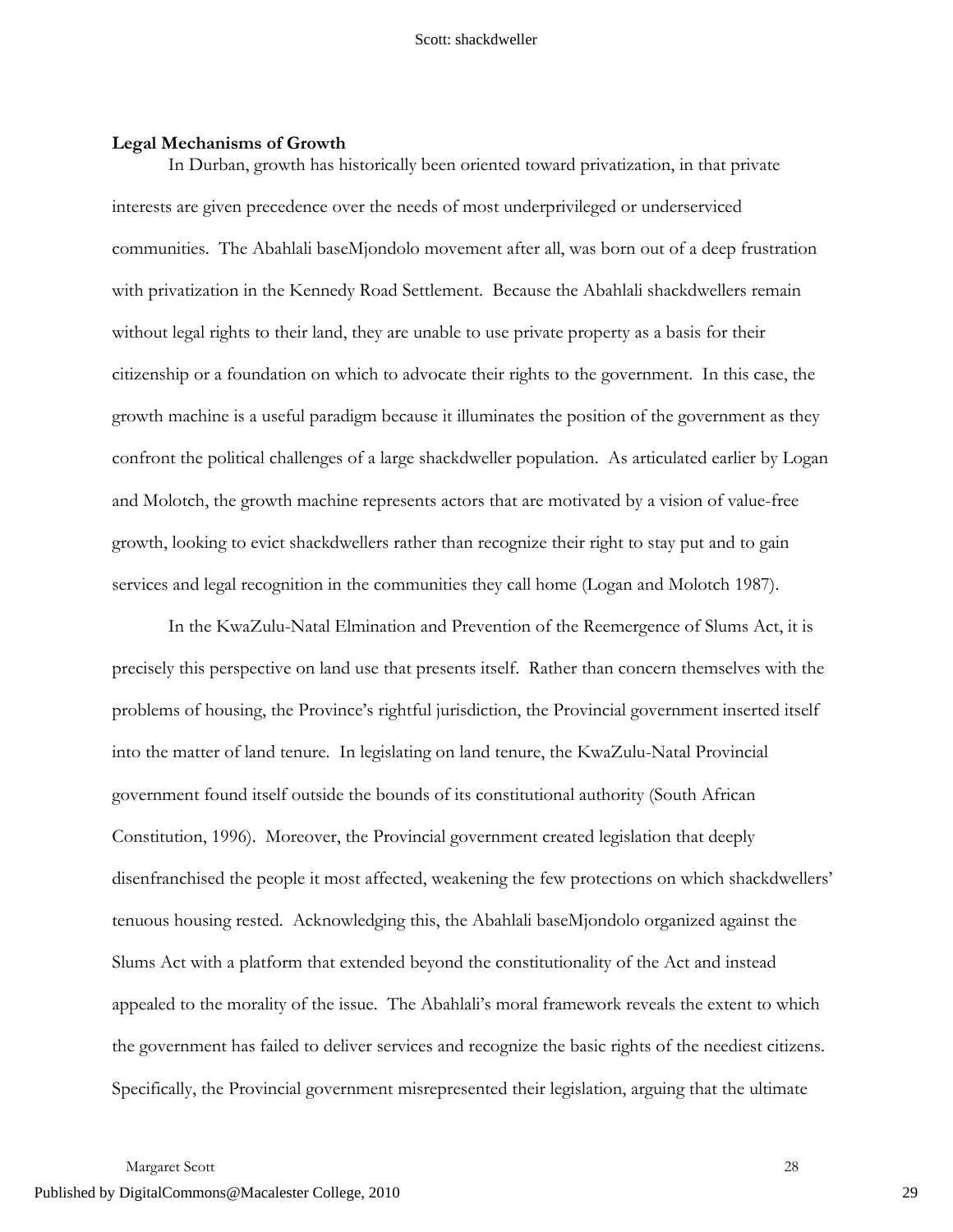**Legal Mechanisms of Growth**

In Durban, growth has historically been oriented toward privatization, in that private interests are given precedence over the needs of most underprivileged or underserviced communities. The Abahlali baseMjondolo movement after all, was born out of a deep frustration with privatization in the Kennedy Road Settlement. Because the Abahlali shackdwellers remain without legal rights to their land, they are unable to use private property as a basis for their citizenship or a foundation on which to advocate their rights to the government. In this case, the growth machine is a useful paradigm because it illuminates the position of the government as they confront the political challenges of a large shackdweller population. As articulated earlier by Logan and Molotch, the growth machine represents actors that are motivated by a vision of value-free growth, looking to evict shackdwellers rather than recognize their right to stay put and to gain services and legal recognition in the communities they call home (Logan and Molotch 1987).

In the KwaZulu-Natal Elmination and Prevention of the Reemergence of Slums Act, it is precisely this perspective on land use that presents itself. Rather than concern themselves with the problems of housing, the Province's rightful jurisdiction, the Provincial government inserted itself into the matter of land tenure. In legislating on land tenure, the KwaZulu-Natal Provincial government found itself outside the bounds of its constitutional authority (South African Constitution, 1996). Moreover, the Provincial government created legislation that deeply disenfranchised the people it most affected, weakening the few protections on which shackdwellers' tenuous housing rested. Acknowledging this, the Abahlali baseMjondolo organized against the Slums Act with a platform that extended beyond the constitutionality of the Act and instead appealed to the morality of the issue. The Abahlali's moral framework reveals the extent to which the government has failed to deliver services and recognize the basic rights of the neediest citizens. Specifically, the Provincial government misrepresented their legislation, arguing that the ultimate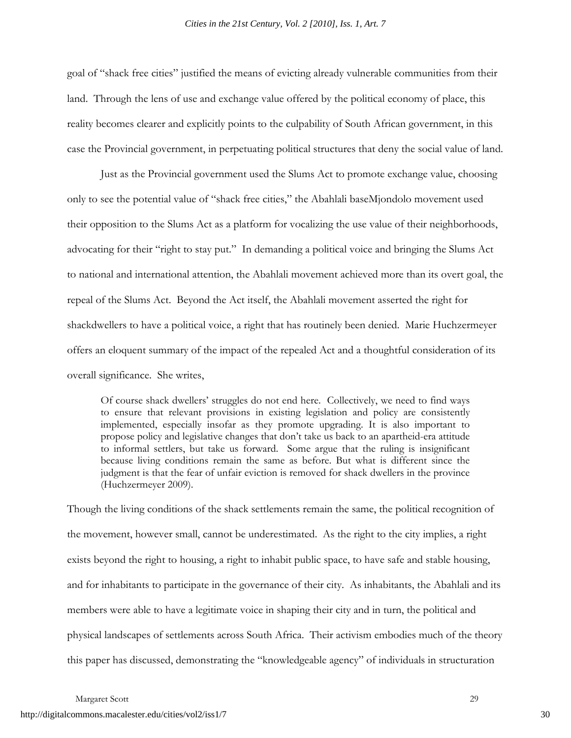goal of "shack free cities" justified the means of evicting already vulnerable communities from their land. Through the lens of use and exchange value offered by the political economy of place, this reality becomes clearer and explicitly points to the culpability of South African government, in this case the Provincial government, in perpetuating political structures that deny the social value of land.

Just as the Provincial government used the Slums Act to promote exchange value, choosing only to see the potential value of "shack free cities," the Abahlali baseMjondolo movement used their opposition to the Slums Act as a platform for vocalizing the use value of their neighborhoods, advocating for their "right to stay put." In demanding a political voice and bringing the Slums Act to national and international attention, the Abahlali movement achieved more than its overt goal, the repeal of the Slums Act. Beyond the Act itself, the Abahlali movement asserted the right for shackdwellers to have a political voice, a right that has routinely been denied. Marie Huchzermeyer offers an eloquent summary of the impact of the repealed Act and a thoughtful consideration of its overall significance. She writes,

> Of course shack dwellers' struggles do not end here. Collectively, we need to find ways to ensure that relevant provisions in existing legislation and policy are consistently implemented, especially insofar as they promote upgrading. It is also important to propose policy and legislative changes that don't take us back to an apartheid-era attitude to informal settlers, but take us forward. Some argue that the ruling is insignificant because living conditions remain the same as before. But what is different since the judgment is that the fear of unfair eviction is removed for shack dwellers in the province (Huchzermeyer 2009).

Though the living conditions of the shack settlements remain the same, the political recognition of the movement, however small, cannot be underestimated. As the right to the city implies, a right exists beyond the right to housing, a right to inhabit public space, to have safe and stable housing, and for inhabitants to participate in the governance of their city. As inhabitants, the Abahlali and its members were able to have a legitimate voice in shaping their city and in turn, the political and physical landscapes of settlements across South Africa. Their activism embodies much of the theory this paper has discussed, demonstrating the "knowledgeable agency" of individuals in structuration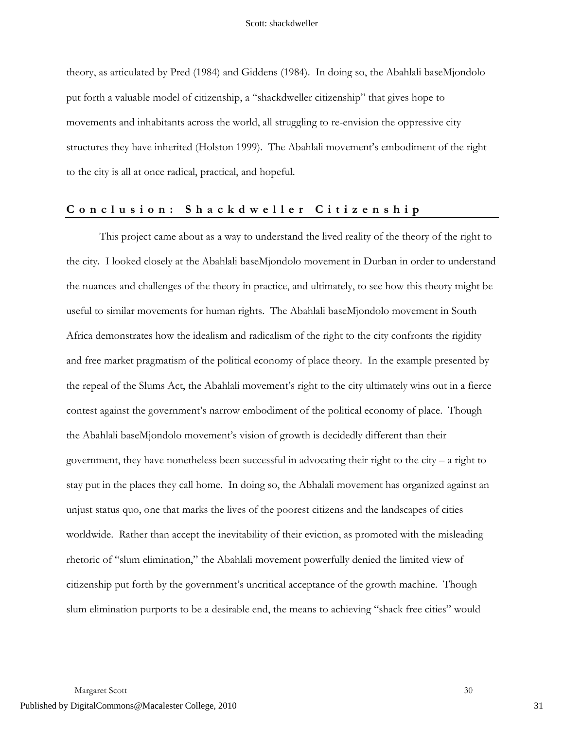theory, as articulated by Pred (1984) and Giddens (1984). In doing so, the Abahlali baseMjondolo put forth a valuable model of citizenship, a "shackdweller citizenship" that gives hope to movements and inhabitants across the world, all struggling to re-envision the oppressive city structures they have inherited (Holston 1999). The Abahlali movement's embodiment of the right to the city is all at once radical, practical, and hopeful.

## Conclusion: Shackdweller Citizenship

This project came about as a way to understand the lived reality of the theory of the right to the city. I looked closely at the Abahlali baseMjondolo movement in Durban in order to understand the nuances and challenges of the theory in practice, and ultimately, to see how this theory might be useful to similar movements for human rights. The Abahlali baseMjondolo movement in South Africa demonstrates how the idealism and radicalism of the right to the city confronts the rigidity and free market pragmatism of the political economy of place theory. In the example presented by the repeal of the Slums Act, the Abahlali movement's right to the city ultimately wins out in a fierce contest against the government's narrow embodiment of the political economy of place. Though the Abahlali baseMjondolo movement's vision of growth is decidedly different than their government, they have nonetheless been successful in advocating their right to the city – a right to stay put in the places they call home. In doing so, the Abhalali movement has organized against an unjust status quo, one that marks the lives of the poorest citizens and the landscapes of cities worldwide. Rather than accept the inevitability of their eviction, as promoted with the misleading rhetoric of "slum elimination," the Abahlali movement powerfully denied the limited view of citizenship put forth by the government's uncritical acceptance of the growth machine. Though slum elimination purports to be a desirable end, the means to achieving "shack free cities" would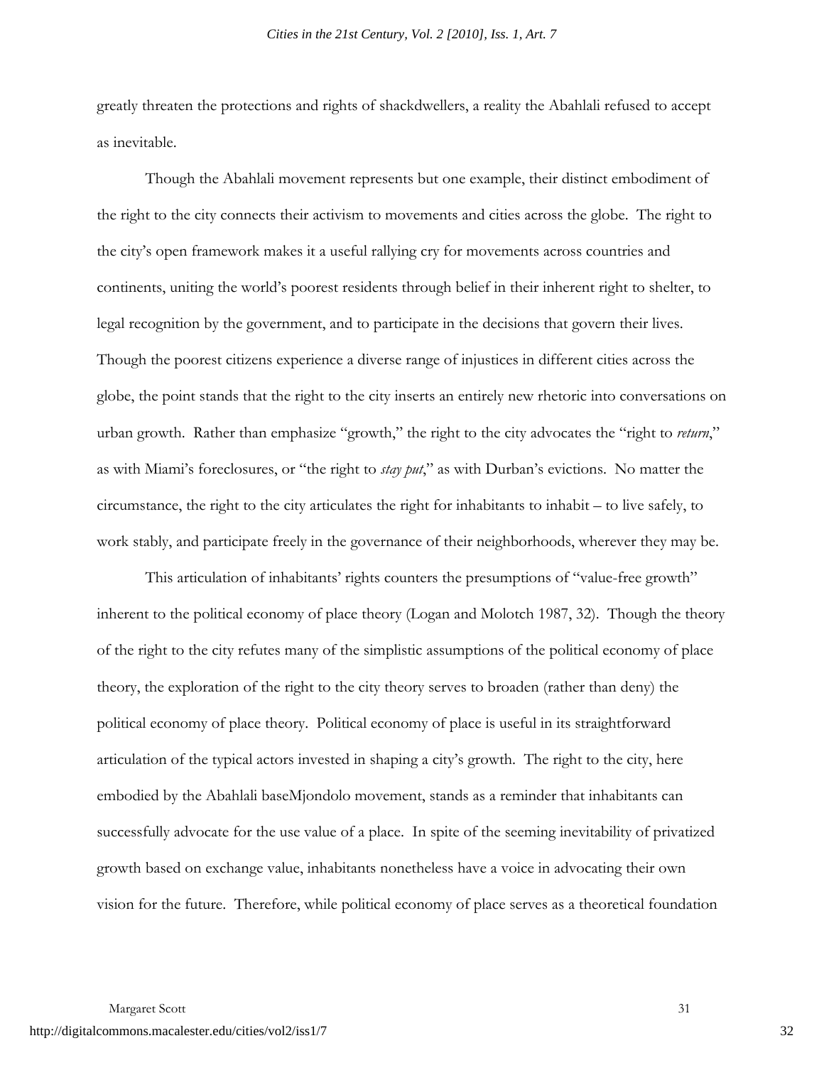greatly threaten the protections and rights of shackdwellers, a reality the Abahlali refused to accept as inevitable.

Though the Abahlali movement represents but one example, their distinct embodiment of the right to the city connects their activism to movements and cities across the globe. The right to the city's open framework makes it a useful rallying cry for movements across countries and continents, uniting the world's poorest residents through belief in their inherent right to shelter, to legal recognition by the government, and to participate in the decisions that govern their lives. Though the poorest citizens experience a diverse range of injustices in different cities across the globe, the point stands that the right to the city inserts an entirely new rhetoric into conversations on urban growth. Rather than emphasize "growth," the right to the city advocates the "right to *return*," as with Miami's foreclosures, or "the right to *stay put*," as with Durban's evictions. No matter the circumstance, the right to the city articulates the right for inhabitants to inhabit – to live safely, to work stably, and participate freely in the governance of their neighborhoods, wherever they may be.

This articulation of inhabitants' rights counters the presumptions of "value-free growth" inherent to the political economy of place theory (Logan and Molotch 1987, 32). Though the theory of the right to the city refutes many of the simplistic assumptions of the political economy of place theory, the exploration of the right to the city theory serves to broaden (rather than deny) the political economy of place theory. Political economy of place is useful in its straightforward articulation of the typical actors invested in shaping a city's growth. The right to the city, here embodied by the Abahlali baseMjondolo movement, stands as a reminder that inhabitants can successfully advocate for the use value of a place. In spite of the seeming inevitability of privatized growth based on exchange value, inhabitants nonetheless have a voice in advocating their own vision for the future. Therefore, while political economy of place serves as a theoretical foundation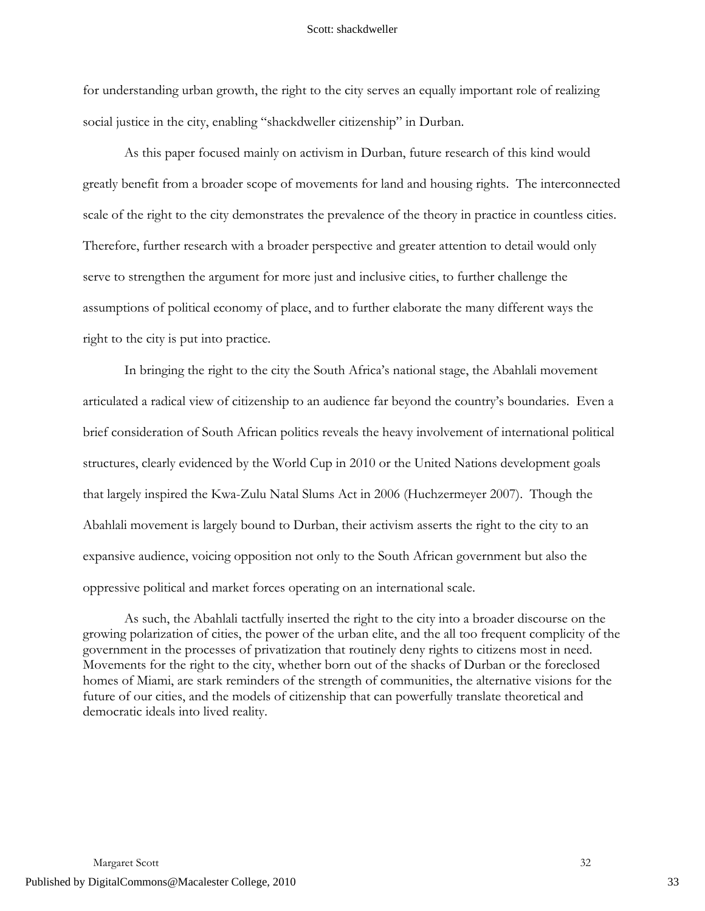for understanding urban growth, the right to the city serves an equally important role of realizing social justice in the city, enabling "shackdweller citizenship" in Durban.

As this paper focused mainly on activism in Durban, future research of this kind would greatly benefit from a broader scope of movements for land and housing rights. The interconnected scale of the right to the city demonstrates the prevalence of the theory in practice in countless cities. Therefore, further research with a broader perspective and greater attention to detail would only serve to strengthen the argument for more just and inclusive cities, to further challenge the assumptions of political economy of place, and to further elaborate the many different ways the right to the city is put into practice.

In bringing the right to the city the South Africa's national stage, the Abahlali movement articulated a radical view of citizenship to an audience far beyond the country's boundaries. Even a brief consideration of South African politics reveals the heavy involvement of international political structures, clearly evidenced by the World Cup in 2010 or the United Nations development goals that largely inspired the Kwa-Zulu Natal Slums Act in 2006 (Huchzermeyer 2007). Though the Abahlali movement is largely bound to Durban, their activism asserts the right to the city to an expansive audience, voicing opposition not only to the South African government but also the oppressive political and market forces operating on an international scale.

As such, the Abahlali tactfully inserted the right to the city into a broader discourse on the growing polarization of cities, the power of the urban elite, and the all too frequent complicity of the government in the processes of privatization that routinely deny rights to citizens most in need. Movements for the right to the city, whether born out of the shacks of Durban or the foreclosed homes of Miami, are stark reminders of the strength of communities, the alternative visions for the future of our cities, and the models of citizenship that can powerfully translate theoretical and democratic ideals into lived reality.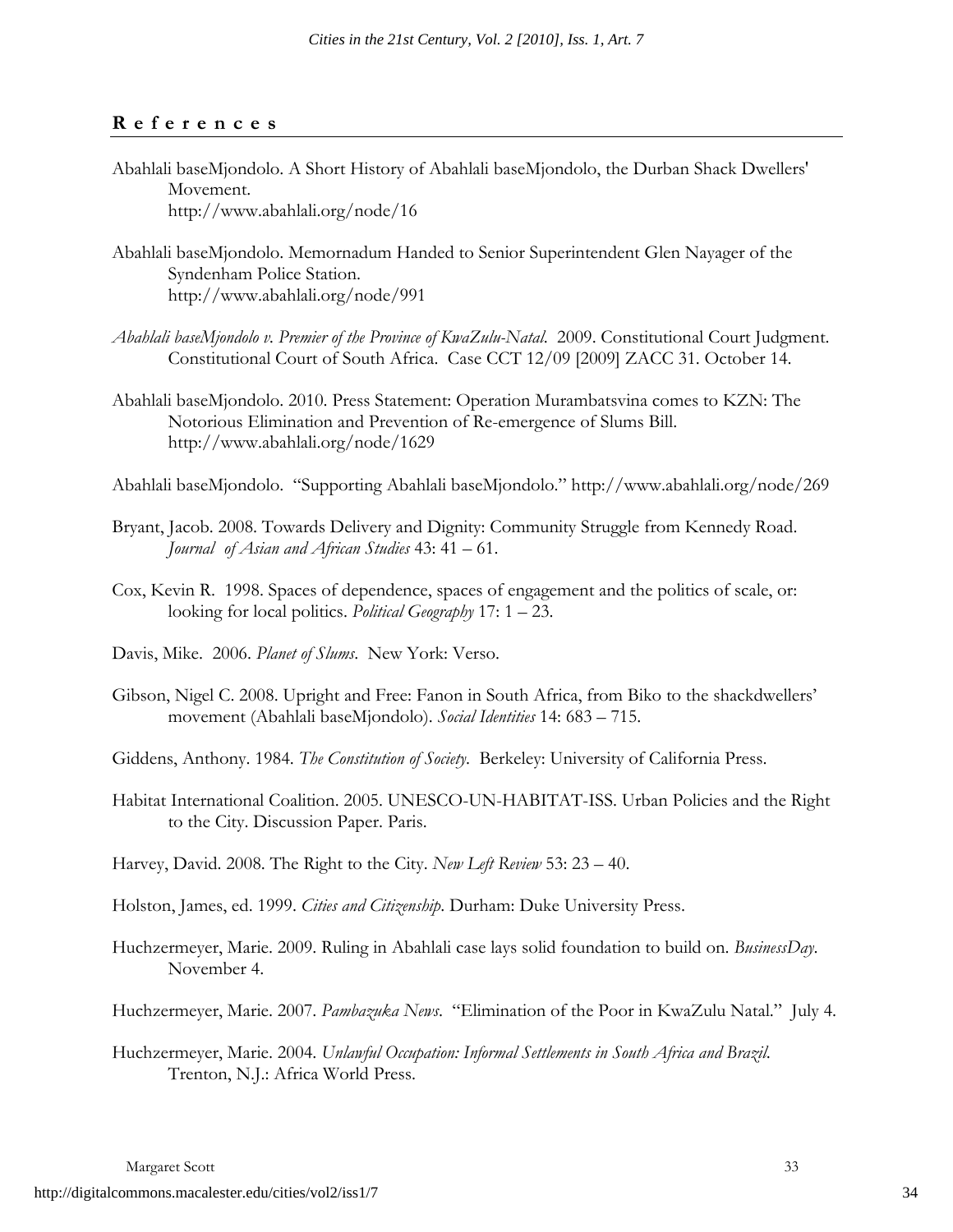## References

Abahlali baseMjondolo. A Short History of Abahlali baseMjondolo, the Durban Shack Dwellers' Movement. http://www.abahlali.org/node/16

Abahlali baseMjondolo. Memornadum Handed to Senior Superintendent Glen Nayager of the Syndenham Police Station. http://www.abahlali.org/node/991

*Abahlali baseMjondolo v. Premier of the Province of KwaZulu-Natal*. 2009. Constitutional Court Judgment. Constitutional Court of South Africa. Case CCT 12/09 [2009] ZACC 31. October 14.

Abahlali baseMjondolo. 2010. Press Statement: Operation Murambatsvina comes to KZN: The Notorious Elimination and Prevention of Re-emergence of Slums Bill. http://www.abahlali.org/node/1629

Abahlali baseMjondolo. "Supporting Abahlali baseMjondolo." http://www.abahlali.org/node/269

Bryant, Jacob. 2008. Towards Delivery and Dignity: Community Struggle from Kennedy Road. *Journal of Asian and African Studies* 43: 41 – 61.

Cox, Kevin R. 1998. Spaces of dependence, spaces of engagement and the politics of scale, or: looking for local politics. *Political Geography* 17: 1 – 23.

Davis, Mike. 2006. *Planet of Slums*. New York: Verso.

Gibson, Nigel C. 2008. Upright and Free: Fanon in South Africa, from Biko to the shackdwellers' movement (Abahlali baseMjondolo). *Social Identities* 14: 683 – 715.

Giddens, Anthony. 1984. *The Constitution of Society*. Berkeley: University of California Press.

Habitat International Coalition. 2005. UNESCO-UN-HABITAT-ISS. Urban Policies and the Right to the City. Discussion Paper. Paris.

Harvey, David. 2008. The Right to the City. *New Left Review* 53: 23 – 40.

Holston, James, ed. 1999. *Cities and Citizenship*. Durham: Duke University Press.

Huchzermeyer, Marie. 2009. Ruling in Abahlali case lays solid foundation to build on. *BusinessDay*. November 4.

Huchzermeyer, Marie. 2007. *Pambazuka News*. "Elimination of the Poor in KwaZulu Natal." July 4.

Huchzermeyer, Marie. 2004. *Unlawful Occupation: Informal Settlements in South Africa and Brazil*. Trenton, N.J.: Africa World Press.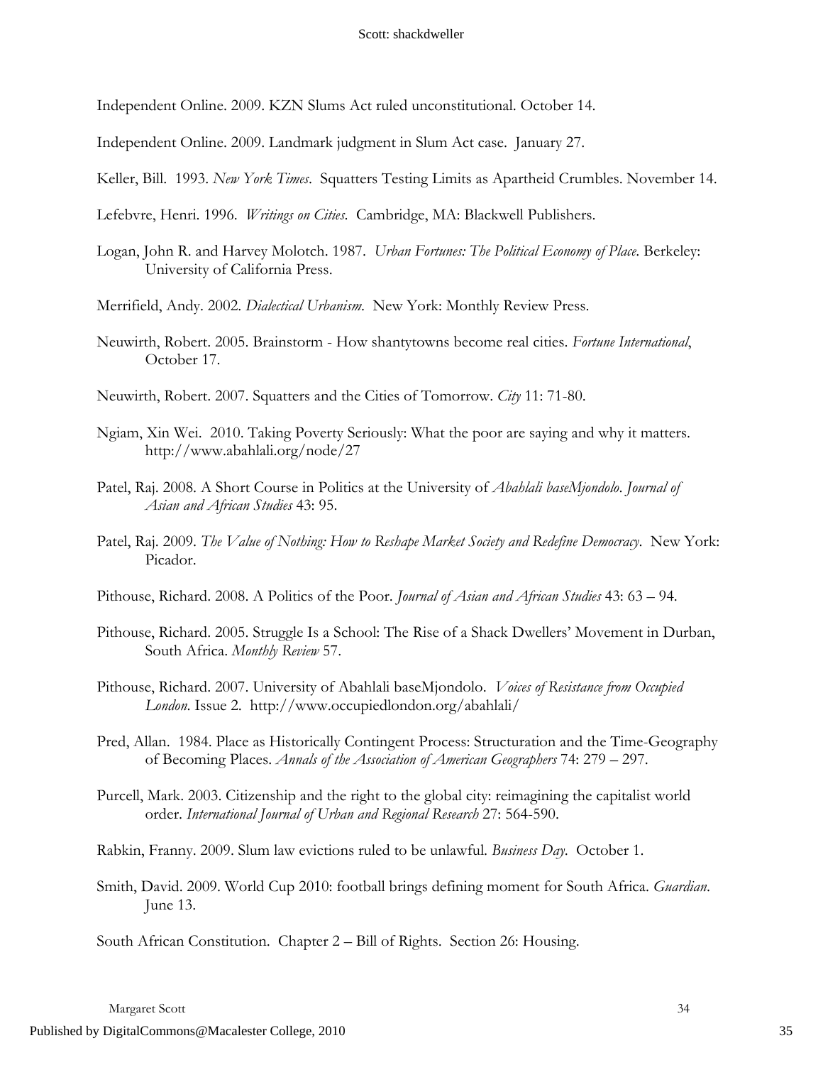Independent Online. 2009. KZN Slums Act ruled unconstitutional. October 14.

Independent Online. 2009. Landmark judgment in Slum Act case. January 27.

Keller, Bill. 1993. *New York Times*. Squatters Testing Limits as Apartheid Crumbles. November 14.

Lefebvre, Henri. 1996. *Writings on Cities*. Cambridge, MA: Blackwell Publishers.

Logan, John R. and Harvey Molotch. 1987. *Urban Fortunes: The Political Economy of Place*. Berkeley: University of California Press.

Merrifield, Andy. 2002. *Dialectical Urbanism*. New York: Monthly Review Press.

Neuwirth, Robert. 2005. Brainstorm - How shantytowns become real cities. *Fortune International*, October 17.

Neuwirth, Robert. 2007. Squatters and the Cities of Tomorrow. *City* 11: 71-80.

Ngiam, Xin Wei. 2010. Taking Poverty Seriously: What the poor are saying and why it matters. http://www.abahlali.org/node/27

Patel, Raj. 2008. A Short Course in Politics at the University of *Abahlali baseMjondolo*. *Journal of Asian and African Studies* 43: 95.

Patel, Raj. 2009. *The Value of Nothing: How to Reshape Market Society and Redefine Democracy*. New York: Picador.

Pithouse, Richard. 2008. A Politics of the Poor. *Journal of Asian and African Studies* 43: 63 – 94.

Pithouse, Richard. 2005. Struggle Is a School: The Rise of a Shack Dwellers' Movement in Durban, South Africa. *Monthly Review* 57.

Pithouse, Richard. 2007. University of Abahlali baseMjondolo. *Voices of Resistance from Occupied London*. Issue 2. http://www.occupiedlondon.org/abahlali/

Pred, Allan. 1984. Place as Historically Contingent Process: Structuration and the Time-Geography of Becoming Places. *Annals of the Association of American Geographers* 74: 279 – 297.

Purcell, Mark. 2003. Citizenship and the right to the global city: reimagining the capitalist world order. *International Journal of Urban and Regional Research* 27: 564-590.

Rabkin, Franny. 2009. Slum law evictions ruled to be unlawful. *Business Day*. October 1.

Smith, David. 2009. World Cup 2010: football brings defining moment for South Africa. *Guardian*. June 13.

South African Constitution. Chapter 2 – Bill of Rights. Section 26: Housing.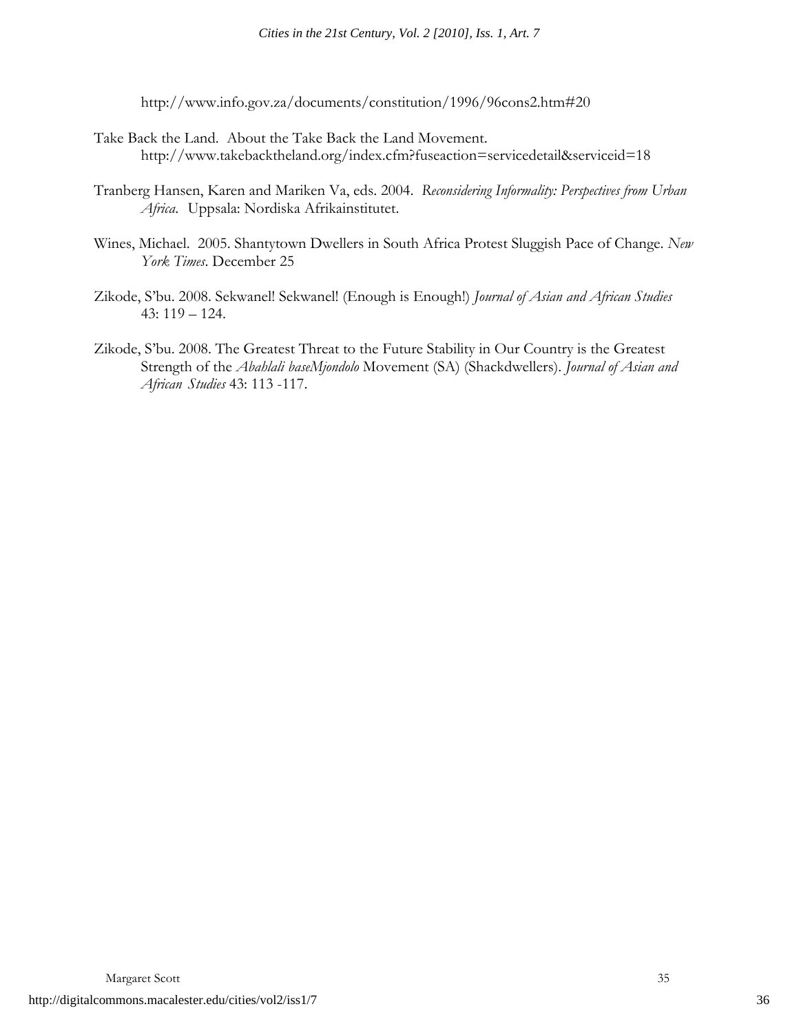http://www.info.gov.za/documents/constitution/1996/96cons2.htm#20

Take Back the Land. About the Take Back the Land Movement. http://www.takebacktheland.org/index.cfm?fuseaction=servicedetail&serviceid=18

Tranberg Hansen, Karen and Mariken Va, eds. 2004. *Reconsidering Informality: Perspectives from Urban Africa*. Uppsala: Nordiska Afrikainstitutet.

Wines, Michael. 2005. Shantytown Dwellers in South Africa Protest Sluggish Pace of Change. *New York Times*. December 25

Zikode, S'bu. 2008. Sekwanel! Sekwanel! (Enough is Enough!) *Journal of Asian and African Studies* 43: 119 – 124.

Zikode, S'bu. 2008. The Greatest Threat to the Future Stability in Our Country is the Greatest Strength of the *Abahlali baseMjondolo* Movement (SA) (Shackdwellers). *Journal of Asian and African Studies* 43: 113 -117.